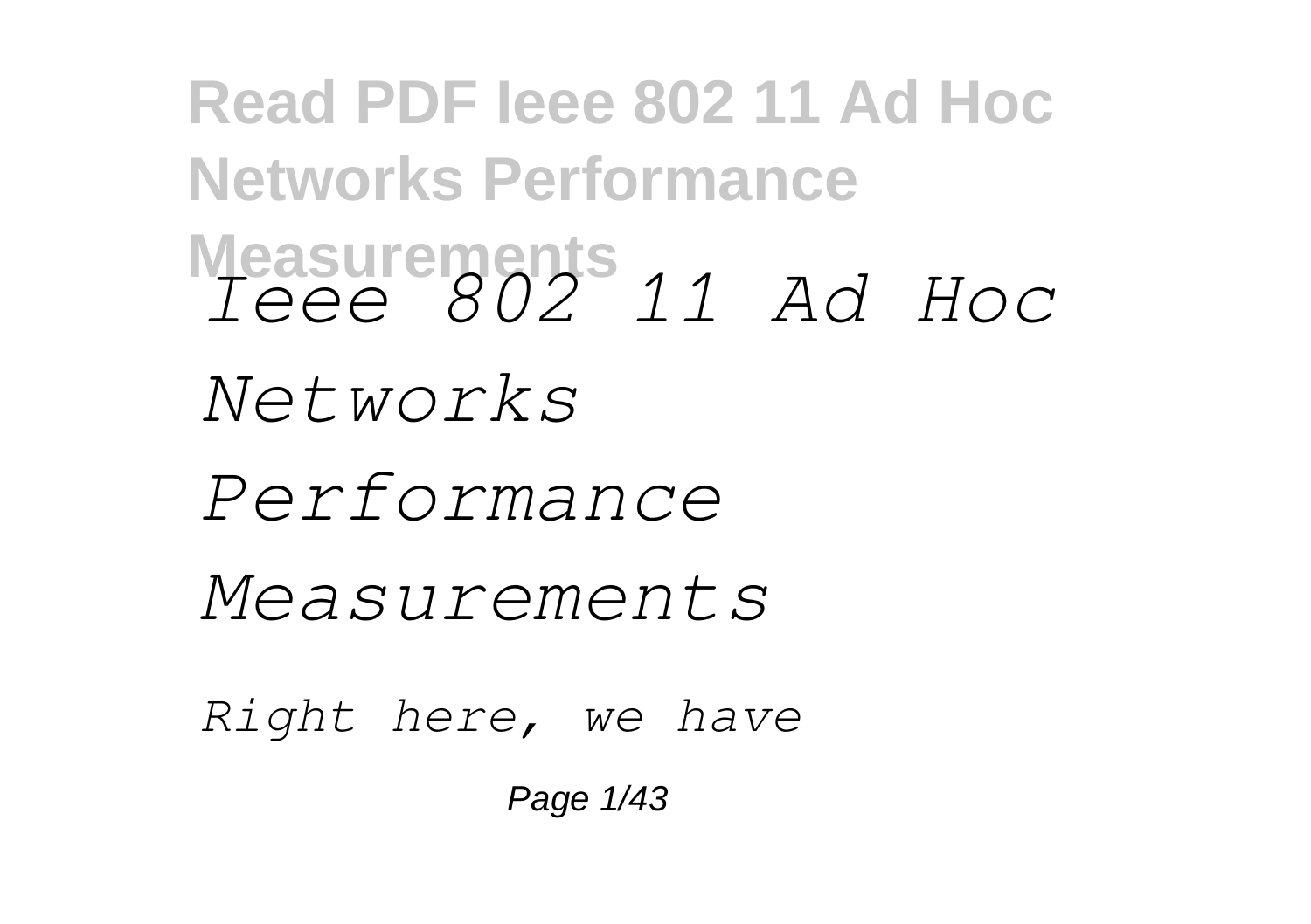# *Ieee 802 11 Ad Hoc Networks Performance Measurements*

*Right here, we have*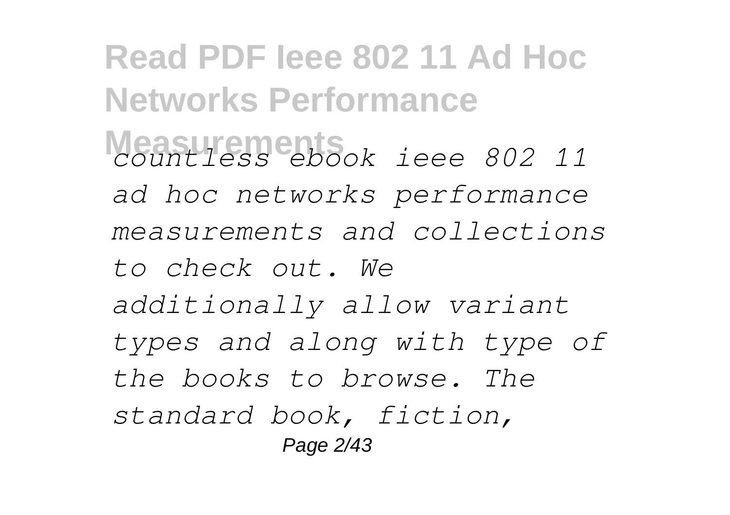*countless ebook ieee 802 11 ad hoc networks performance measurements and collections to check out. We additionally allow variant types and along with type of the books to browse. The standard book, fiction,*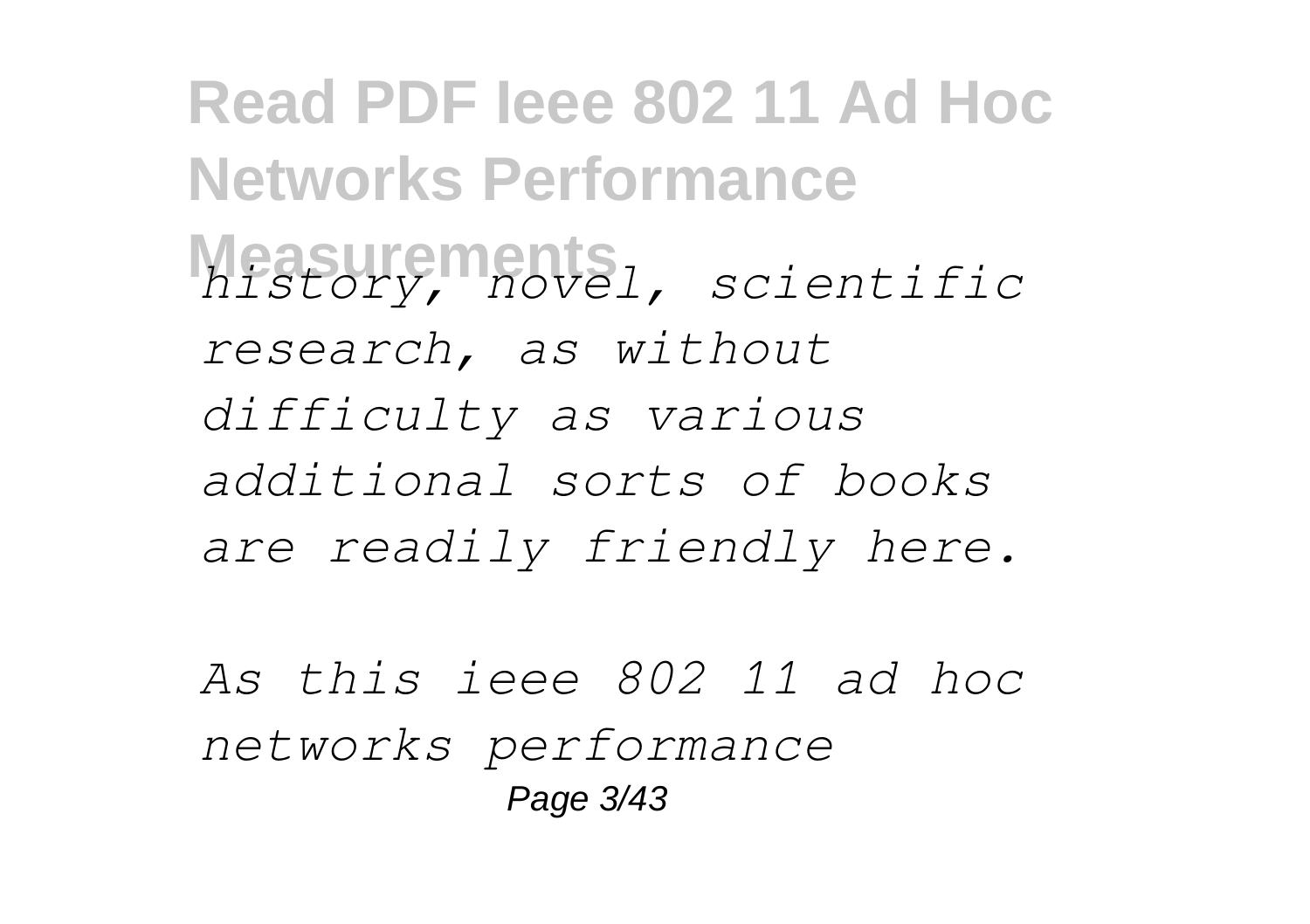*history, novel, scientific research, as without difficulty as various additional sorts of books are readily friendly here.*

*As this ieee 802 11 ad hoc networks performance*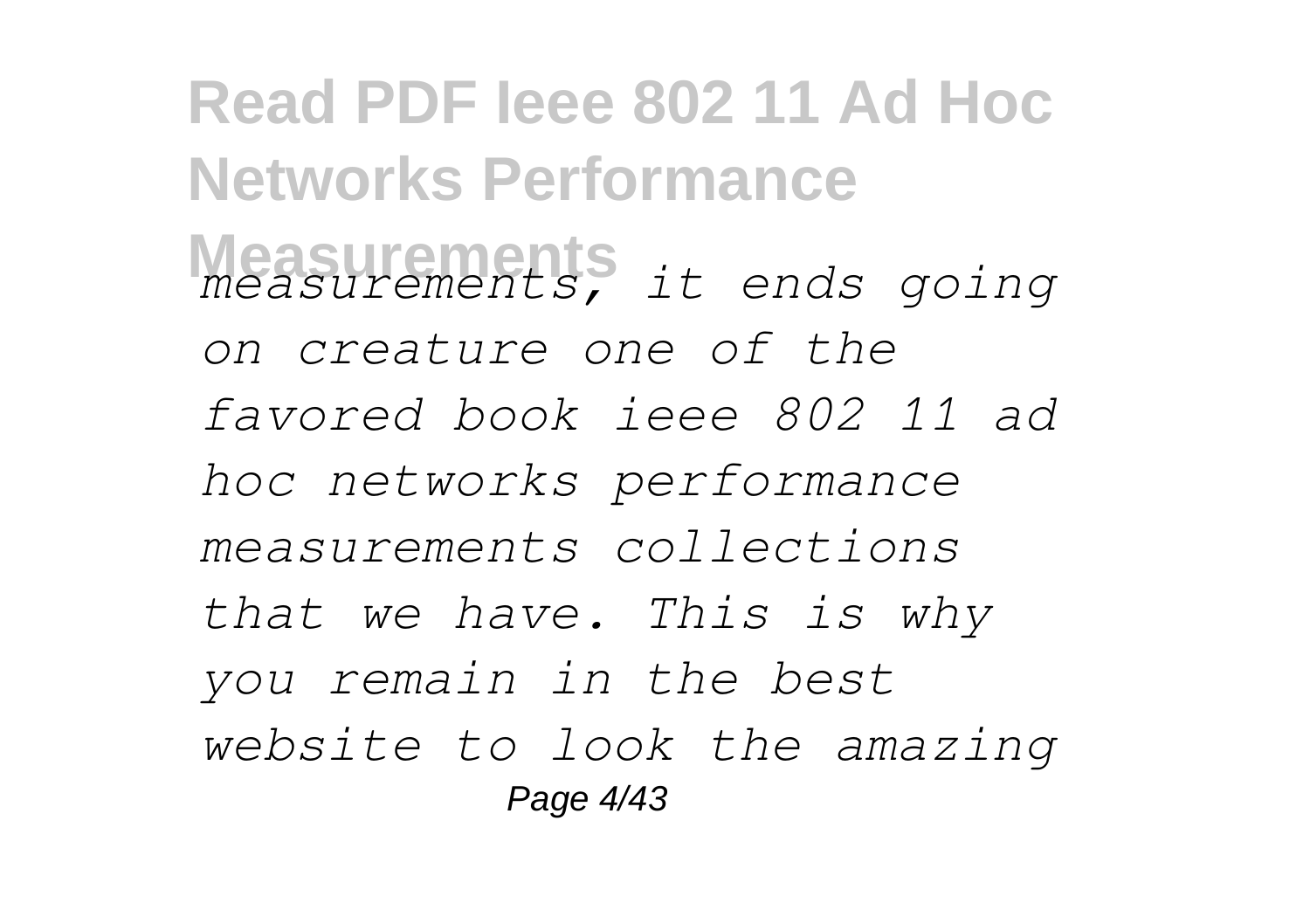*measurements, it ends going on creature one of the favored book ieee 802 11 ad hoc networks performance measurements collections that we have. This is why you remain in the best website to look the amazing*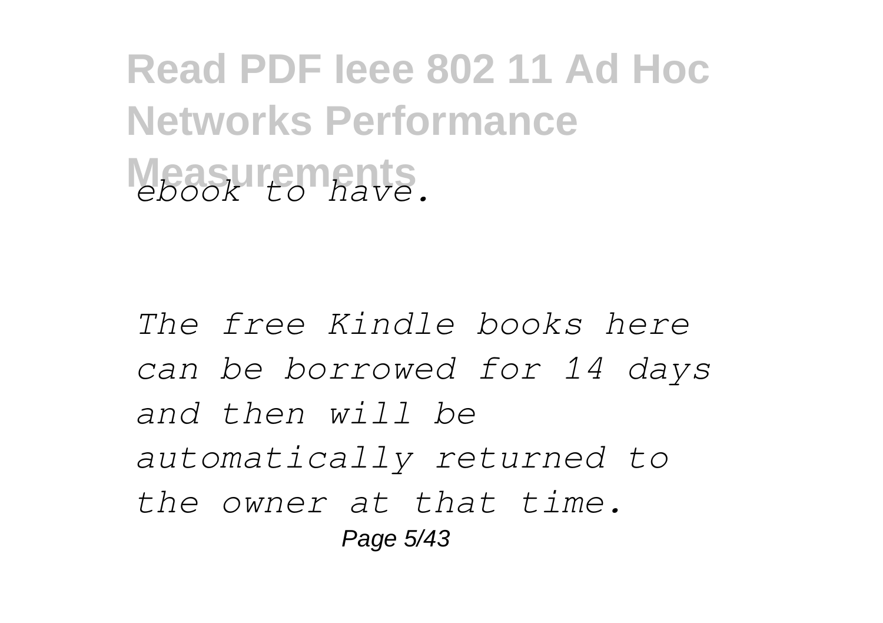*ebook to have.*

*The free Kindle books here can be borrowed for 14 days and then will be automatically returned to the owner at that time.*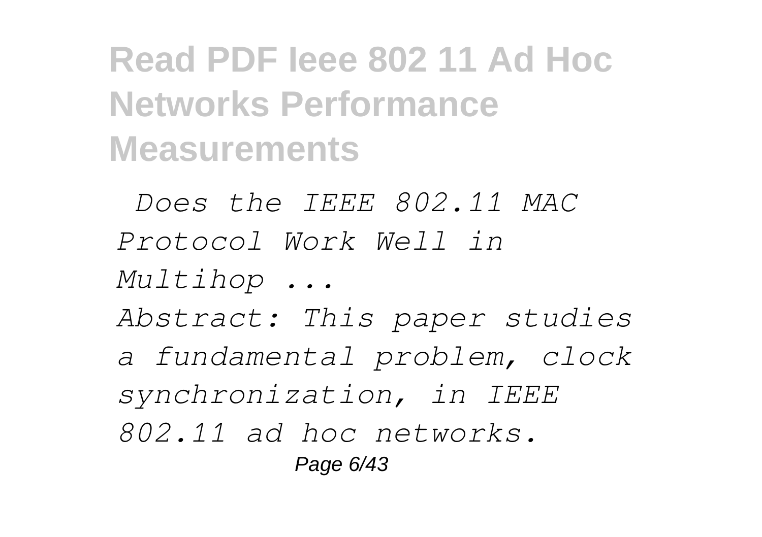*Does the IEEE 802.11 MAC Protocol Work Well in Multihop ...*

*Abstract: This paper studies a fundamental problem, clock synchronization, in IEEE 802.11 ad hoc networks.*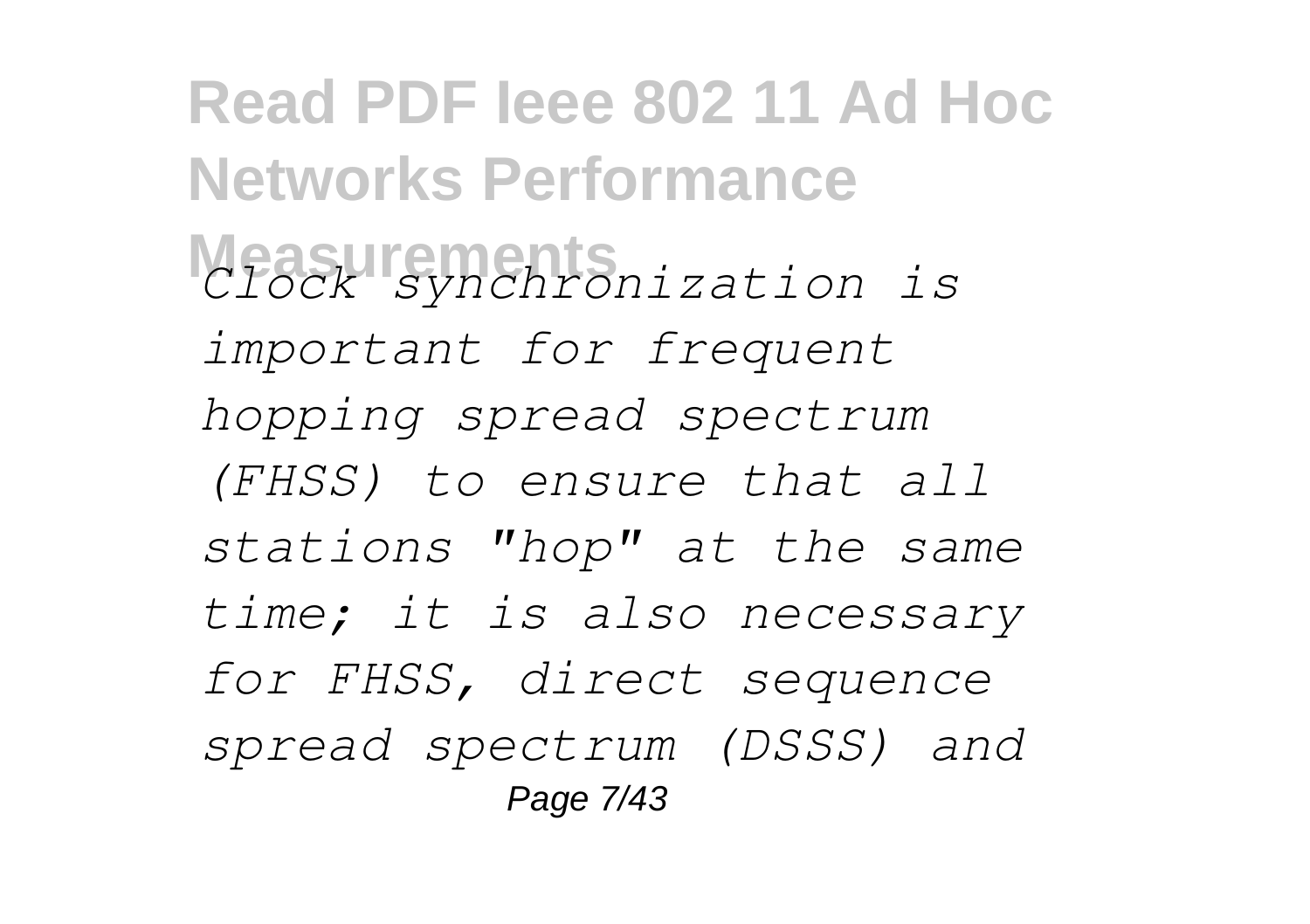*Clock synchronization is important for frequent hopping spread spectrum (FHSS) to ensure that all stations "hop" at the same time; it is also necessary for FHSS, direct sequence spread spectrum (DSSS) and*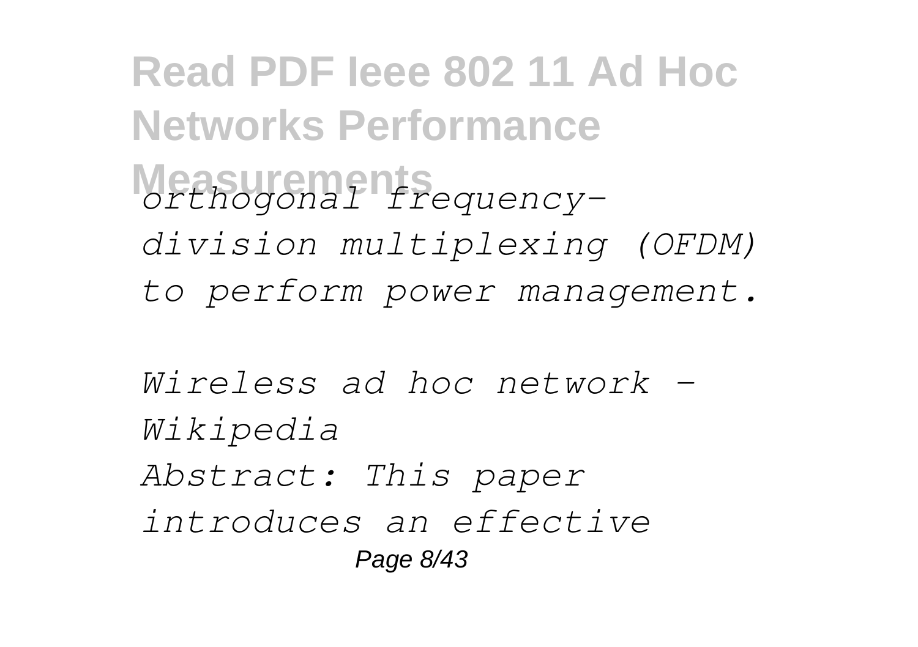*orthogonal frequency-division multiplexing (OFDM) to perform power management.*

*Wireless ad hoc network - Wikipedia*

*Abstract: This paper introduces an effective*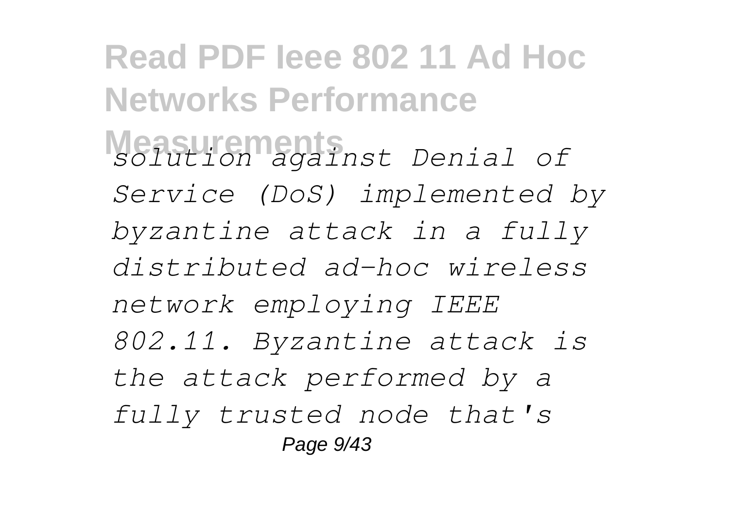*solution against Denial of Service (DoS) implemented by byzantine attack in a fully distributed ad-hoc wireless network employing IEEE 802.11. Byzantine attack is the attack performed by a fully trusted node that's*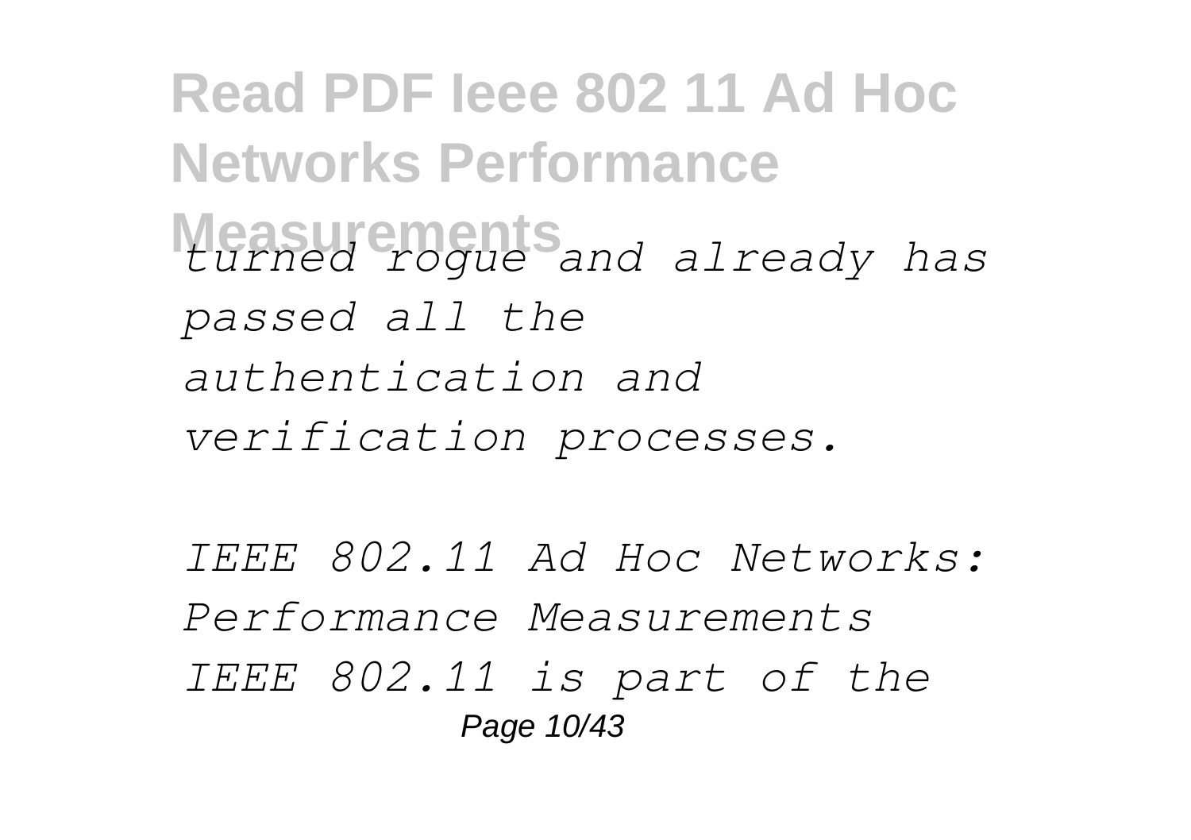*turned rogue and already has passed all the authentication and verification processes.*

*IEEE 802.11 Ad Hoc Networks: Performance Measurements IEEE 802.11 is part of the*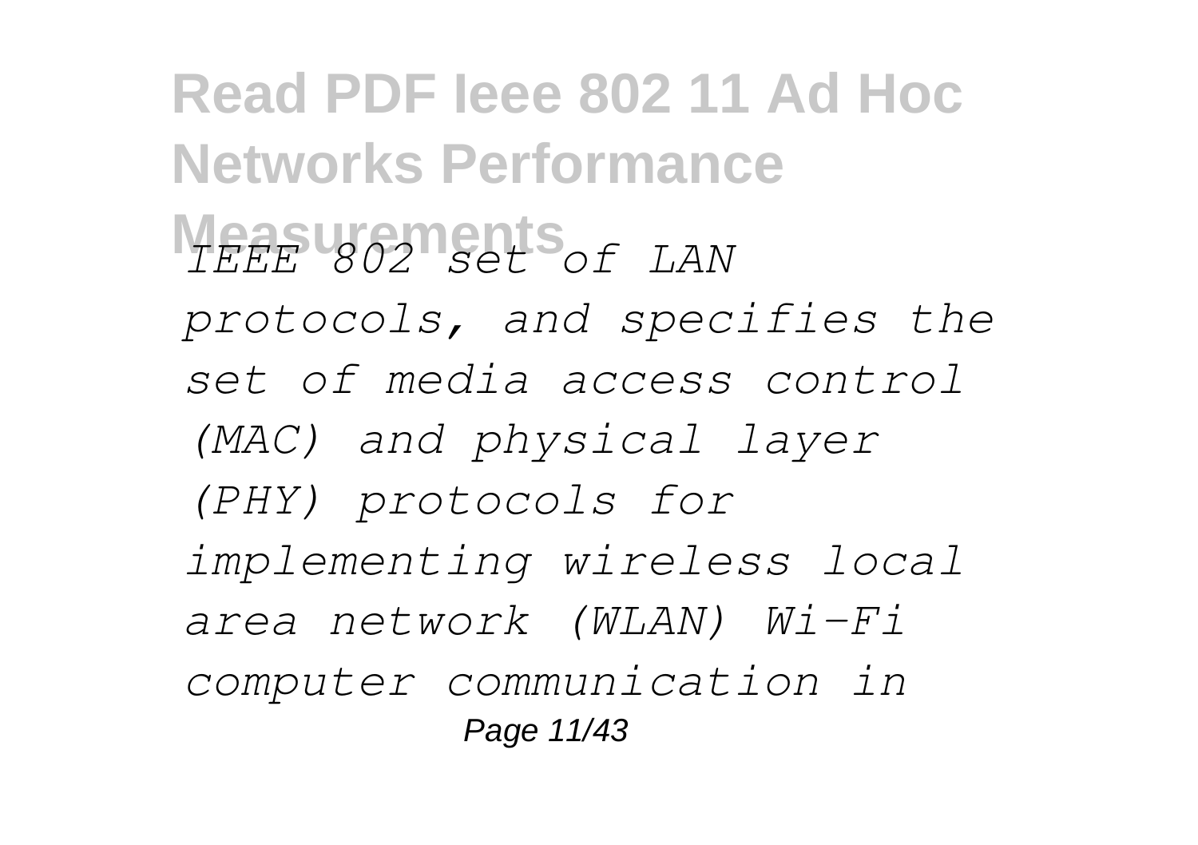*IEEE 802 set of LAN protocols, and specifies the set of media access control (MAC) and physical layer (PHY) protocols for implementing wireless local area network (WLAN) Wi-Fi computer communication in*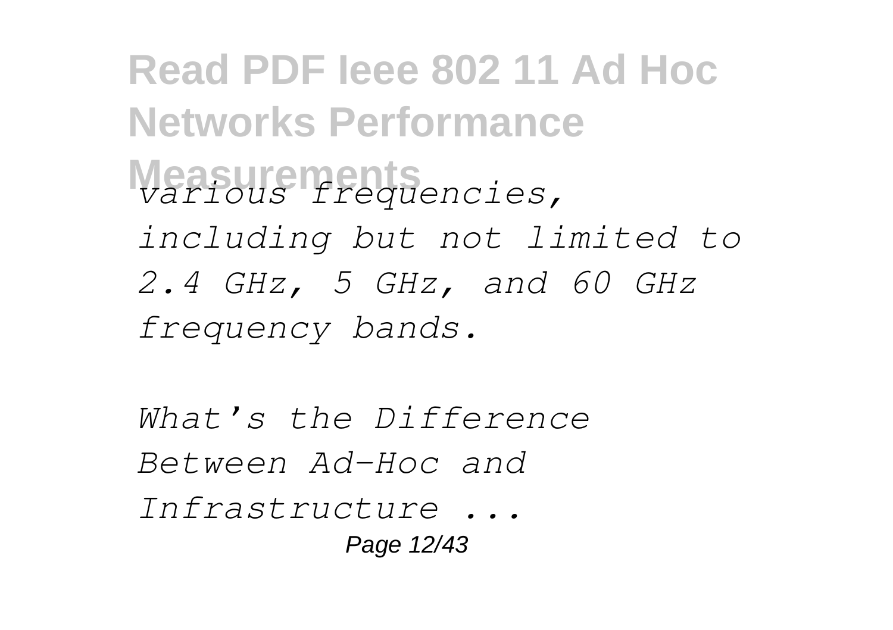*various frequencies, including but not limited to 2.4 GHz, 5 GHz, and 60 GHz frequency bands.*

*What's the Difference Between Ad-Hoc and Infrastructure ...*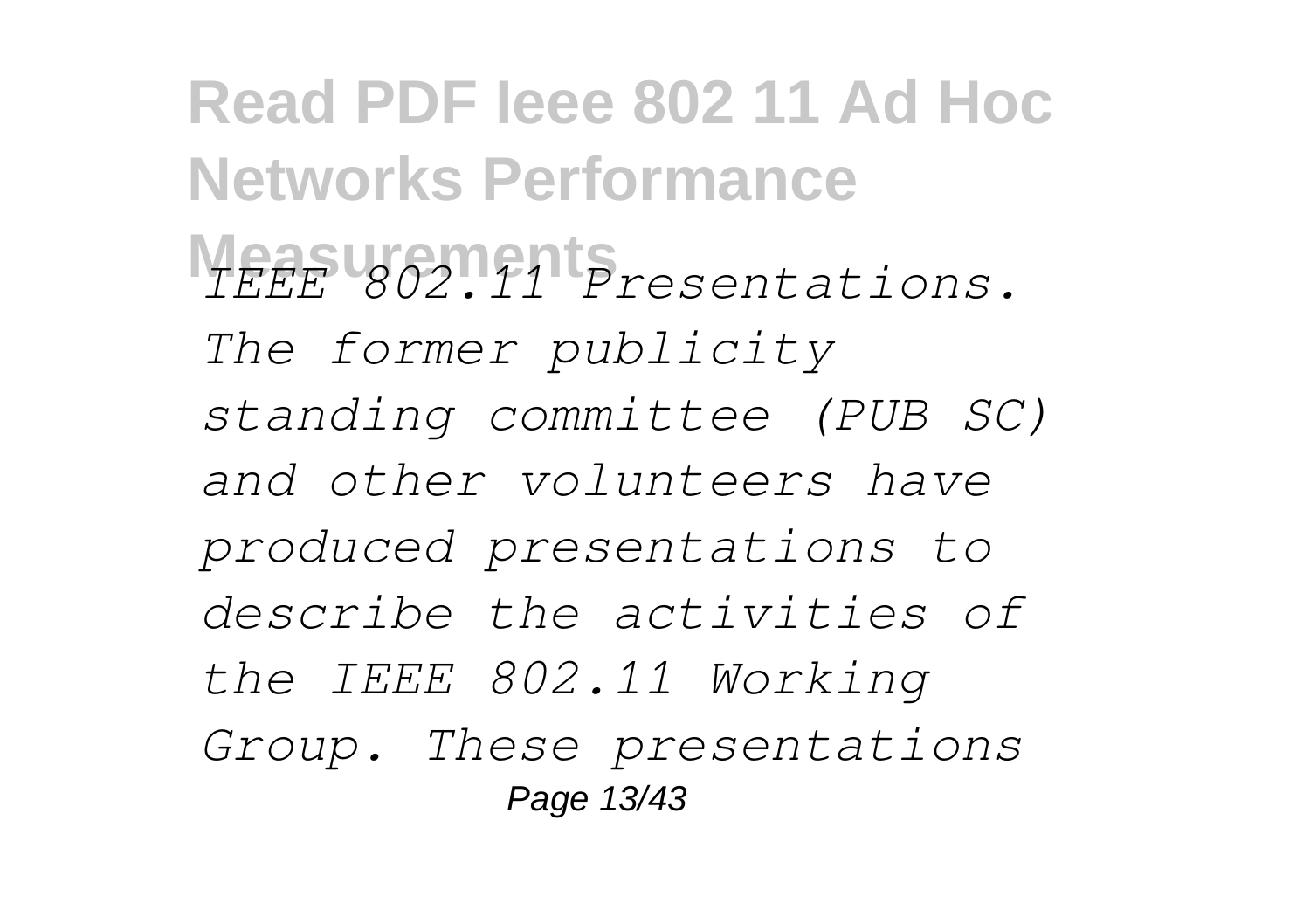*IEEE 802.11 Presentations. The former publicity standing committee (PUB SC) and other volunteers have produced presentations to describe the activities of the IEEE 802.11 Working Group. These presentations*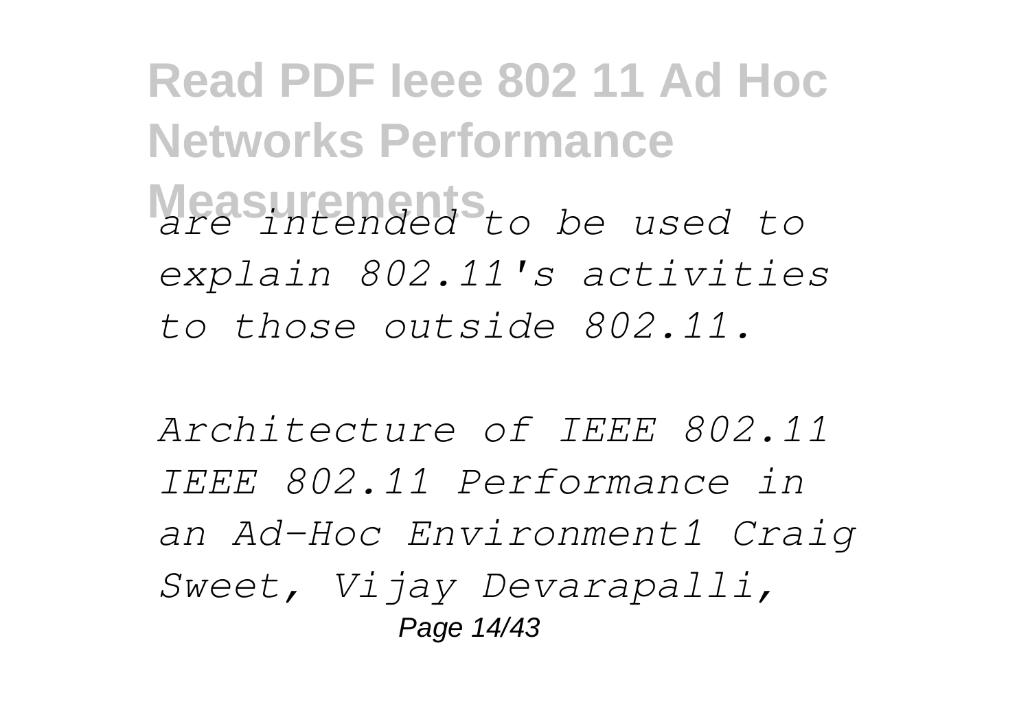*are intended to be used to explain 802.11's activities to those outside 802.11.*

*Architecture of IEEE 802.11*

*IEEE 802.11 Performance in an Ad-Hoc Environment1 Craig Sweet, Vijay Devarapalli,*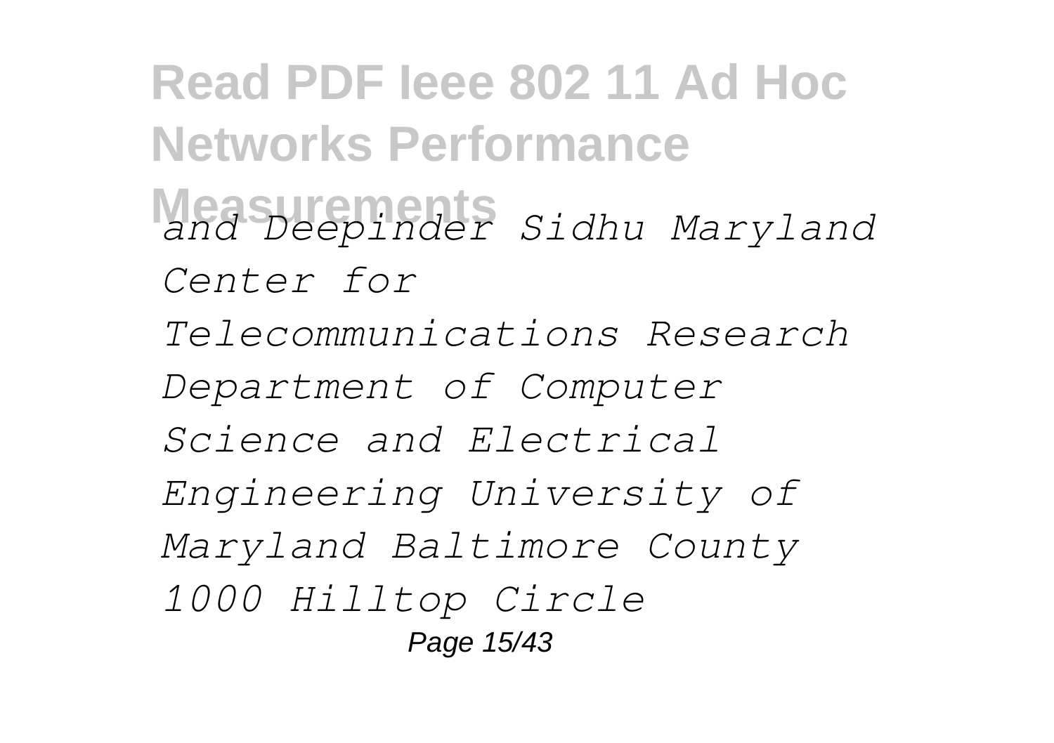*and Deepinder Sidhu Maryland Center for Telecommunications Research Department of Computer Science and Electrical Engineering University of Maryland Baltimore County 1000 Hilltop Circle*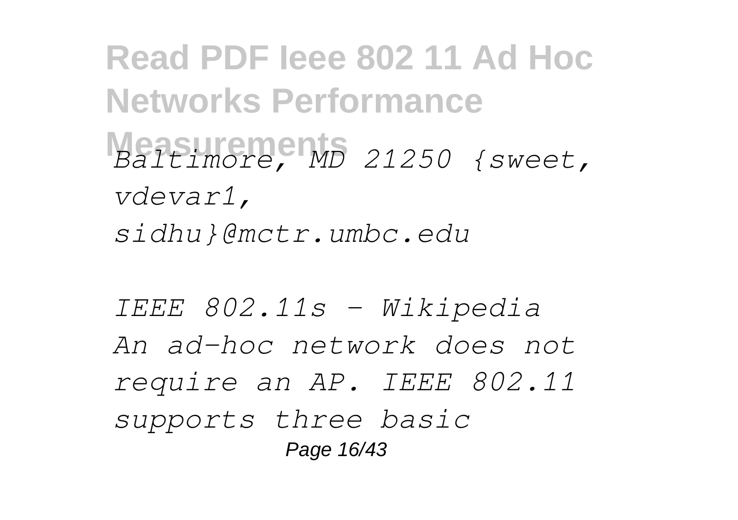*Baltimore, MD 21250 {sweet, vdevar1, sidhu}@mctr.umbc.edu*

*IEEE 802.11s - Wikipedia*
*An ad-hoc network does not require an AP. IEEE 802.11 supports three basic*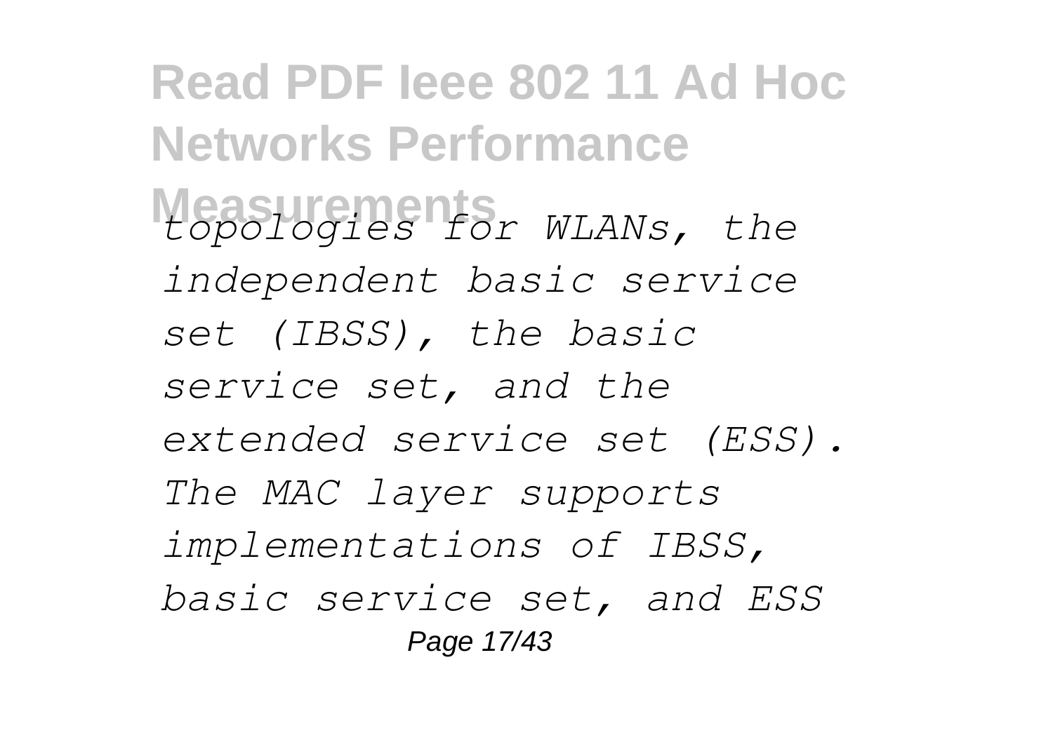*topologies for WLANs, the independent basic service set (IBSS), the basic service set, and the extended service set (ESS). The MAC layer supports implementations of IBSS, basic service set, and ESS*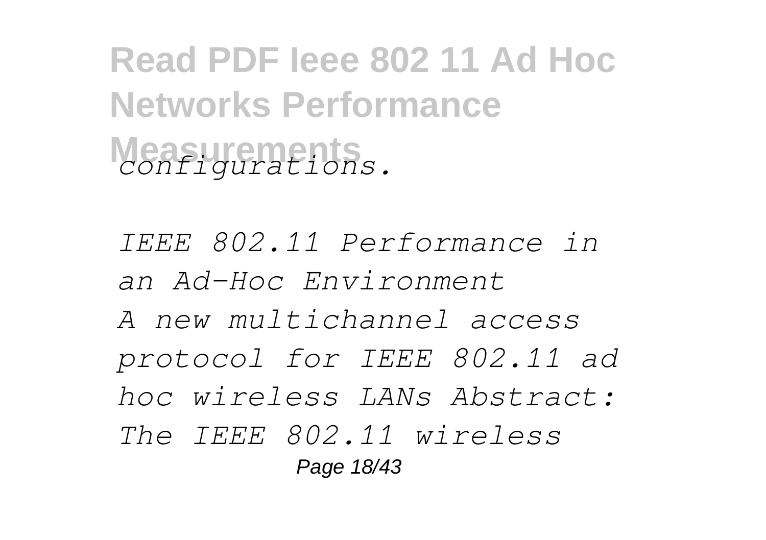*configurations.*

*IEEE 802.11 Performance in an Ad-Hoc Environment*

*A new multichannel access protocol for IEEE 802.11 ad hoc wireless LANs Abstract: The IEEE 802.11 wireless*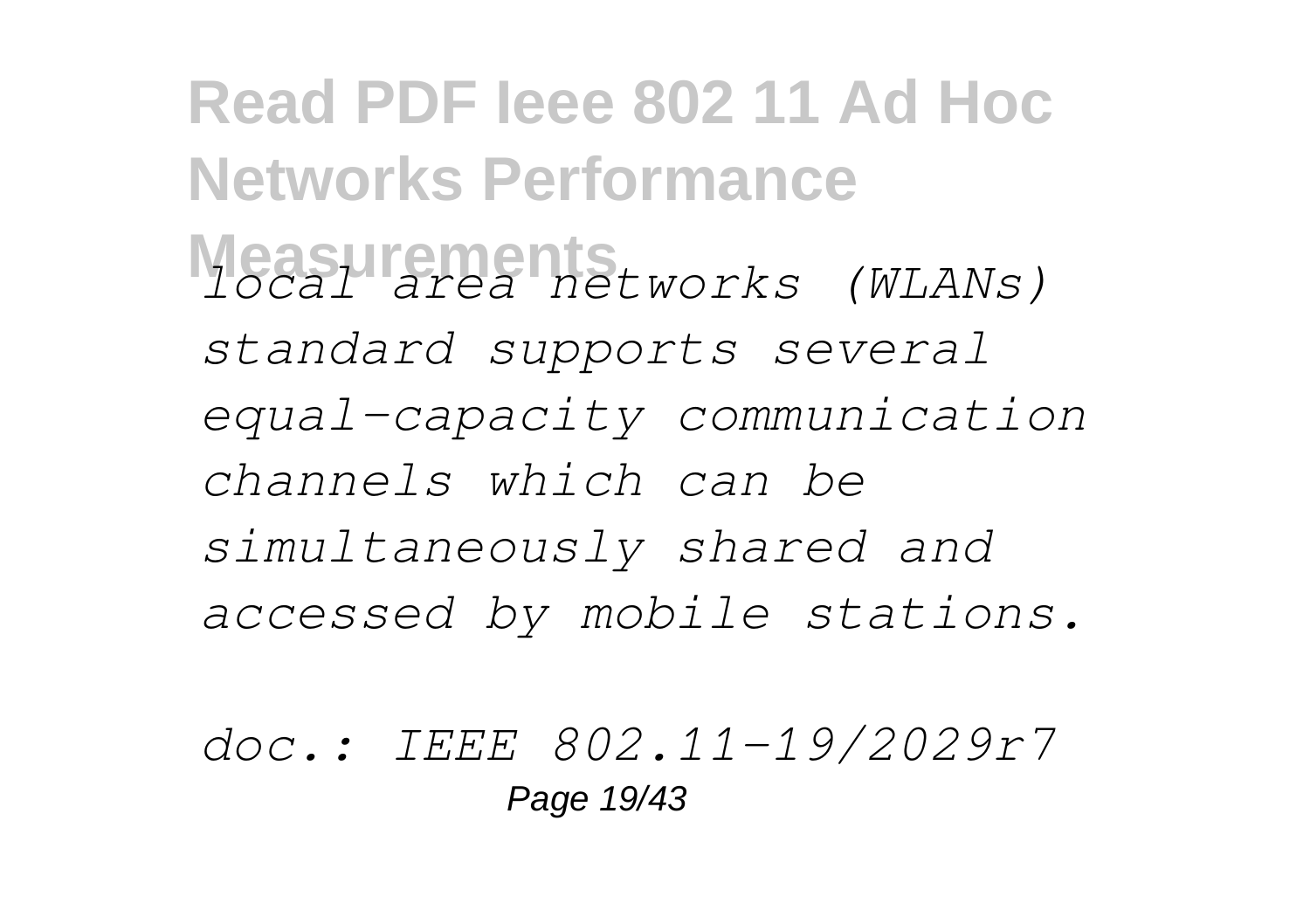*local area networks (WLANs) standard supports several equal-capacity communication channels which can be simultaneously shared and accessed by mobile stations.*

*doc.: IEEE 802.11-19/2029r7*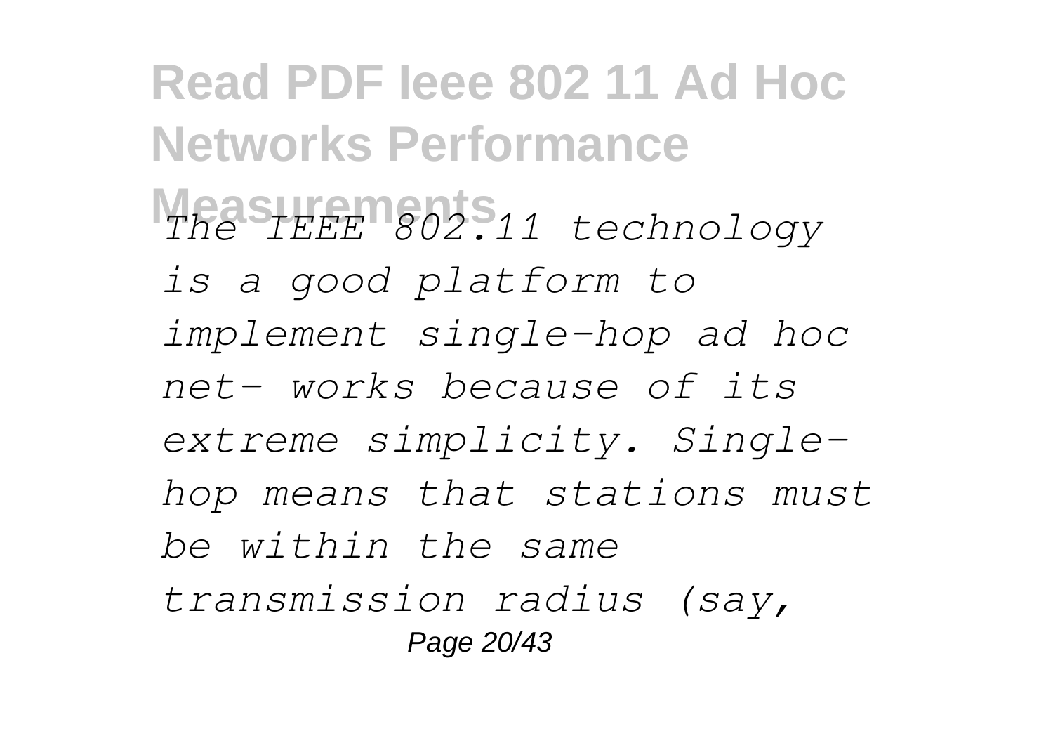*The IEEE 802.11 technology is a good platform to implement single-hop ad hoc net- works because of its extreme simplicity. Single-hop means that stations must be within the same transmission radius (say,*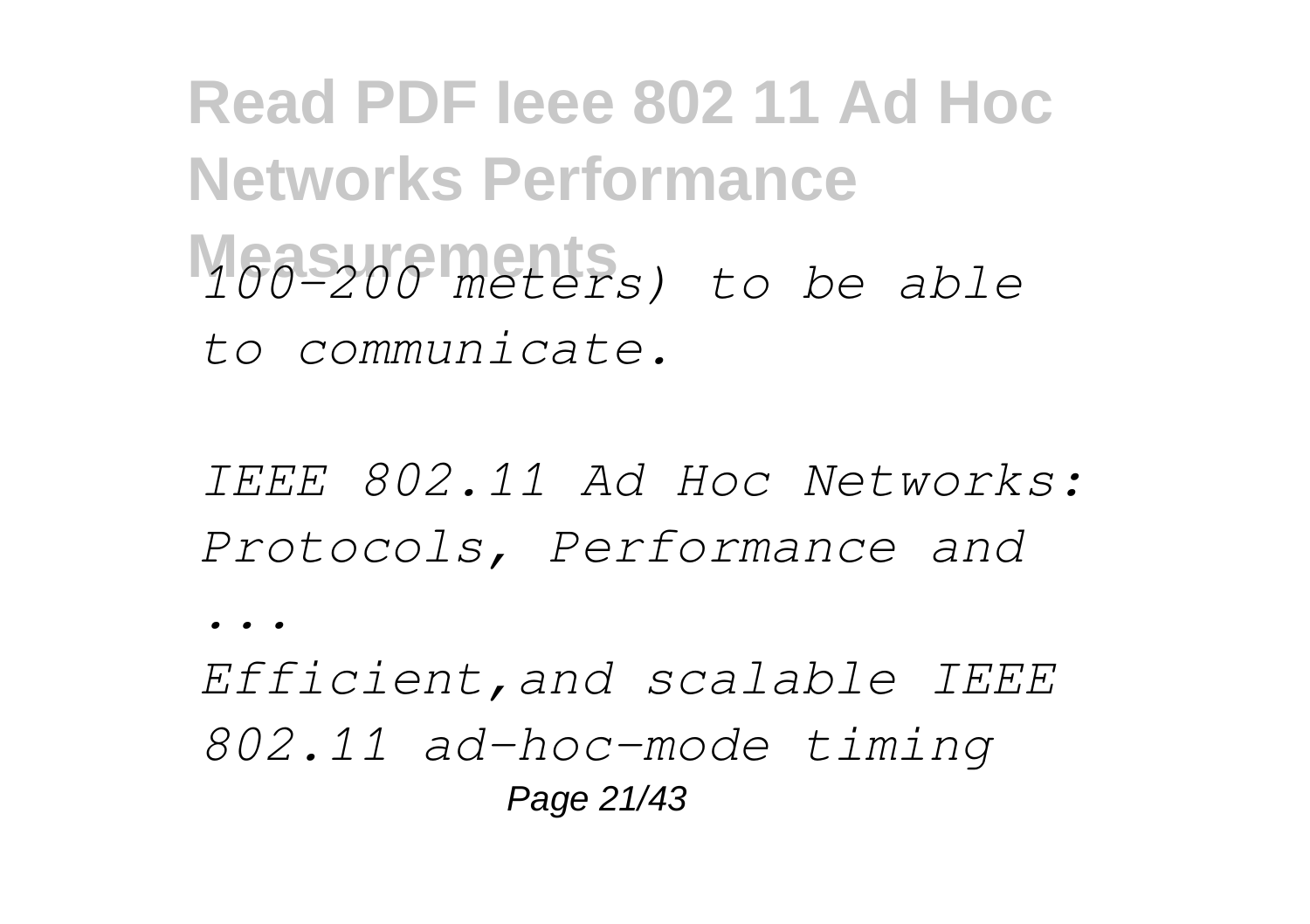*100-200 meters) to be able to communicate.*

*IEEE 802.11 Ad Hoc Networks: Protocols, Performance and ...*

*Efficient,and scalable IEEE 802.11 ad-hoc-mode timing*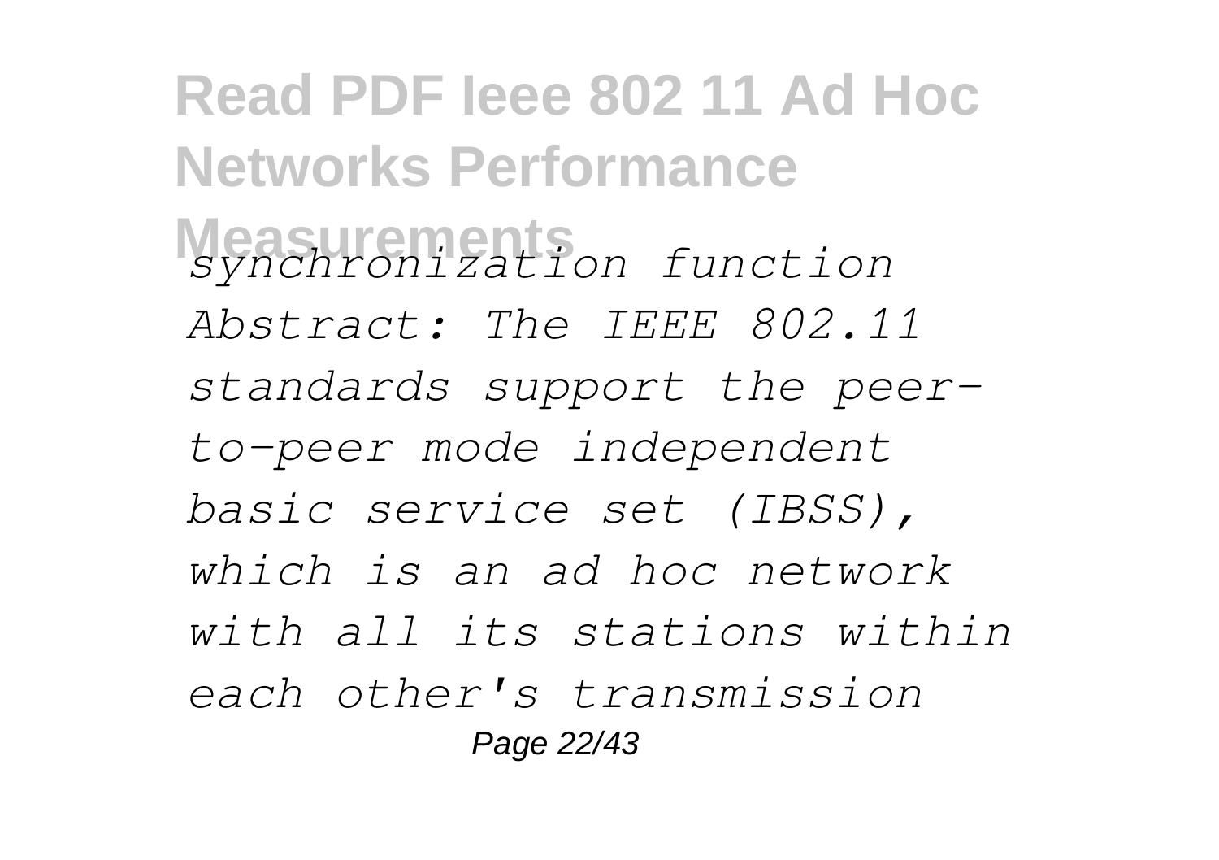*synchronization function Abstract: The IEEE 802.11 standards support the peer-to-peer mode independent basic service set (IBSS), which is an ad hoc network with all its stations within each other's transmission*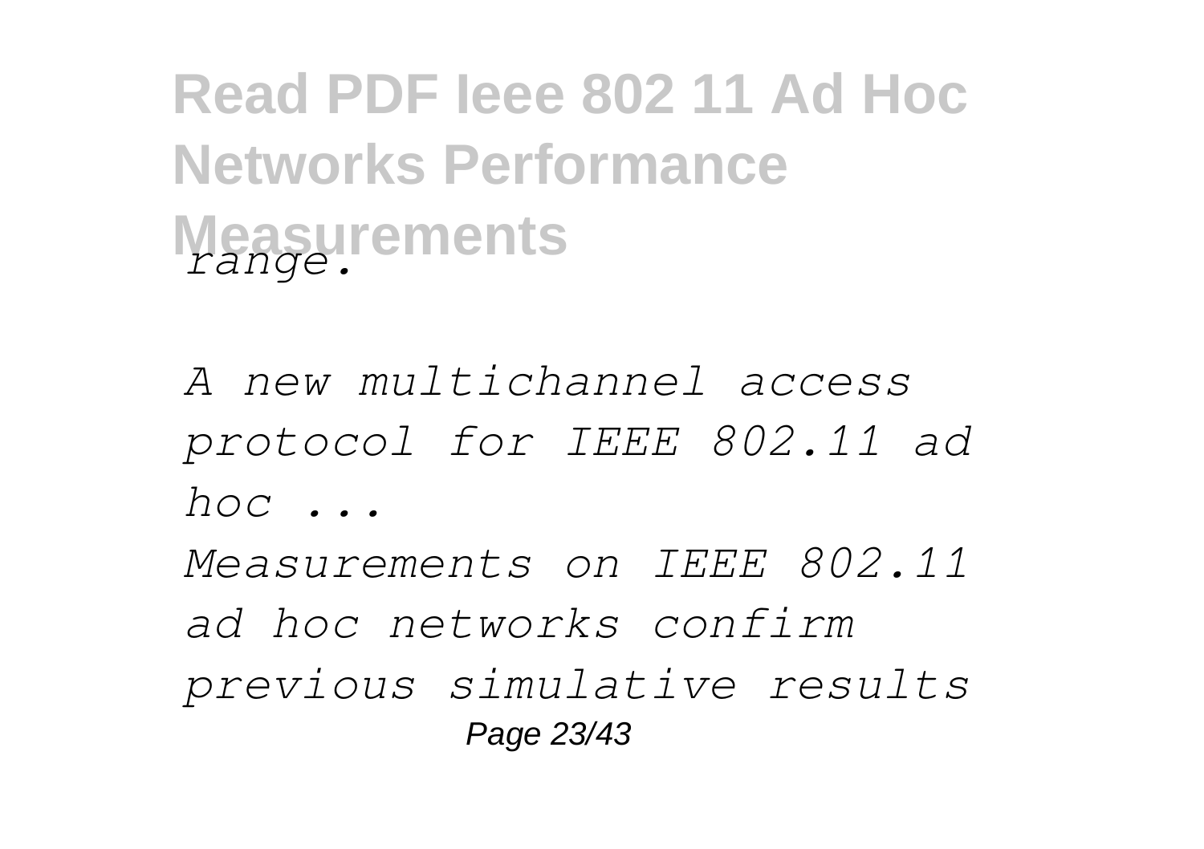*range.*

*A new multichannel access protocol for IEEE 802.11 ad hoc ...*

*Measurements on IEEE 802.11 ad hoc networks confirm previous simulative results*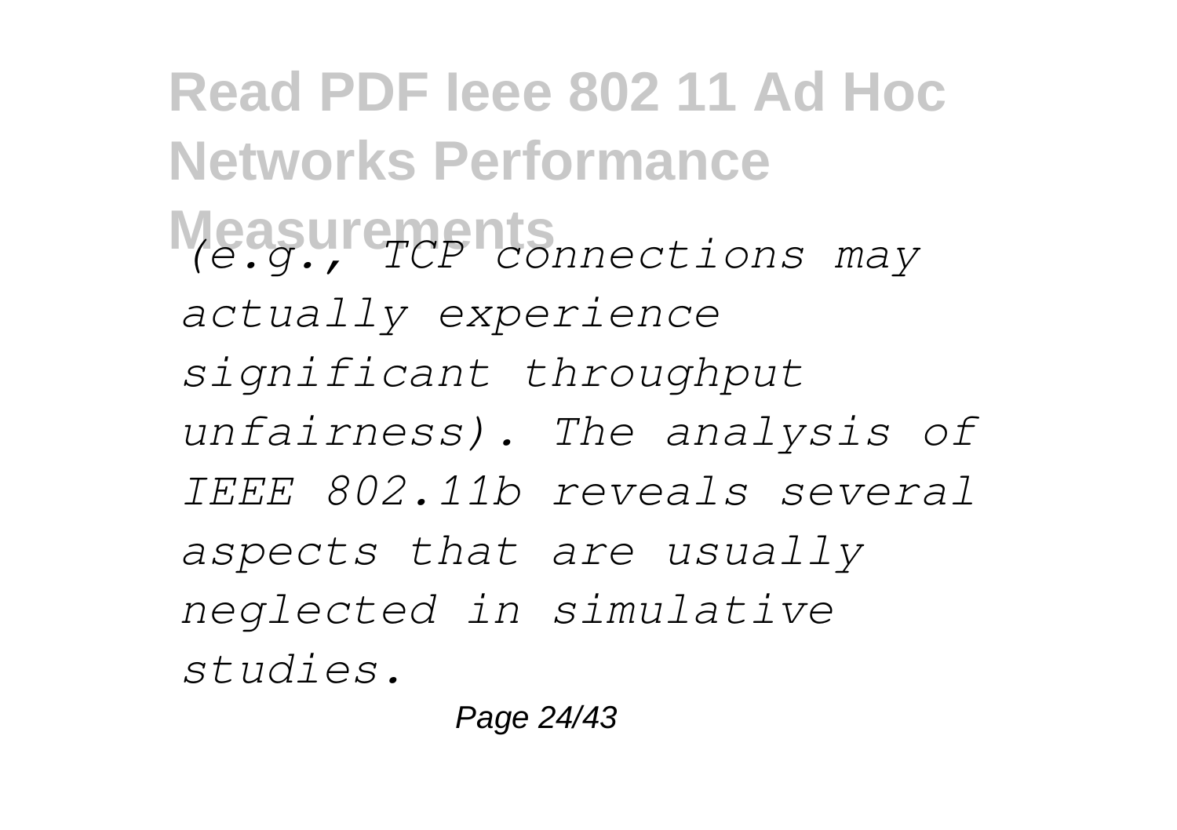*(e.g., TCP connections may actually experience significant throughput unfairness). The analysis of IEEE 802.11b reveals several aspects that are usually neglected in simulative studies.*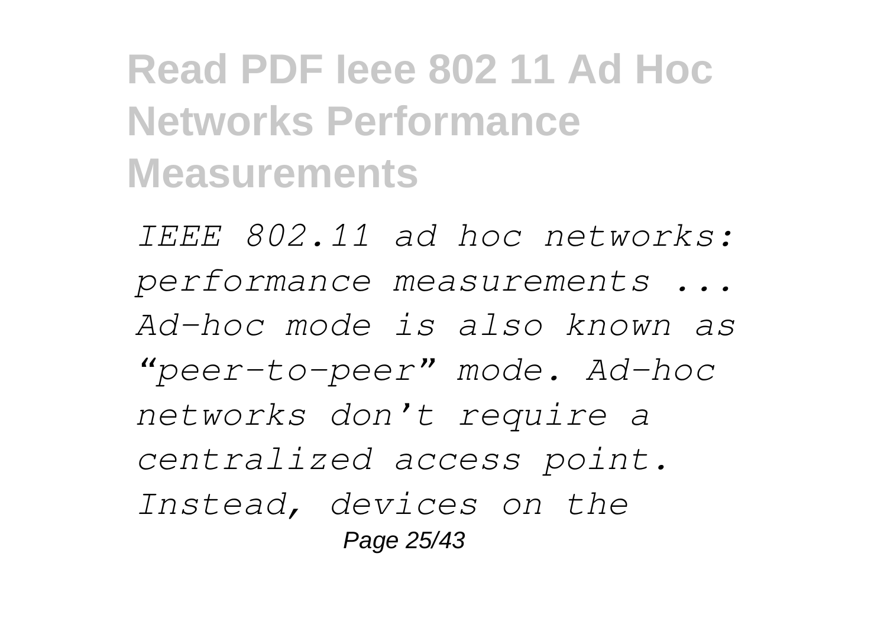# Read PDF Ieee 802 11 Ad Hoc Networks Performance Measurements

*IEEE 802.11 ad hoc networks: performance measurements ... Ad-hoc mode is also known as "peer-to-peer" mode. Ad-hoc networks don't require a centralized access point. Instead, devices on the*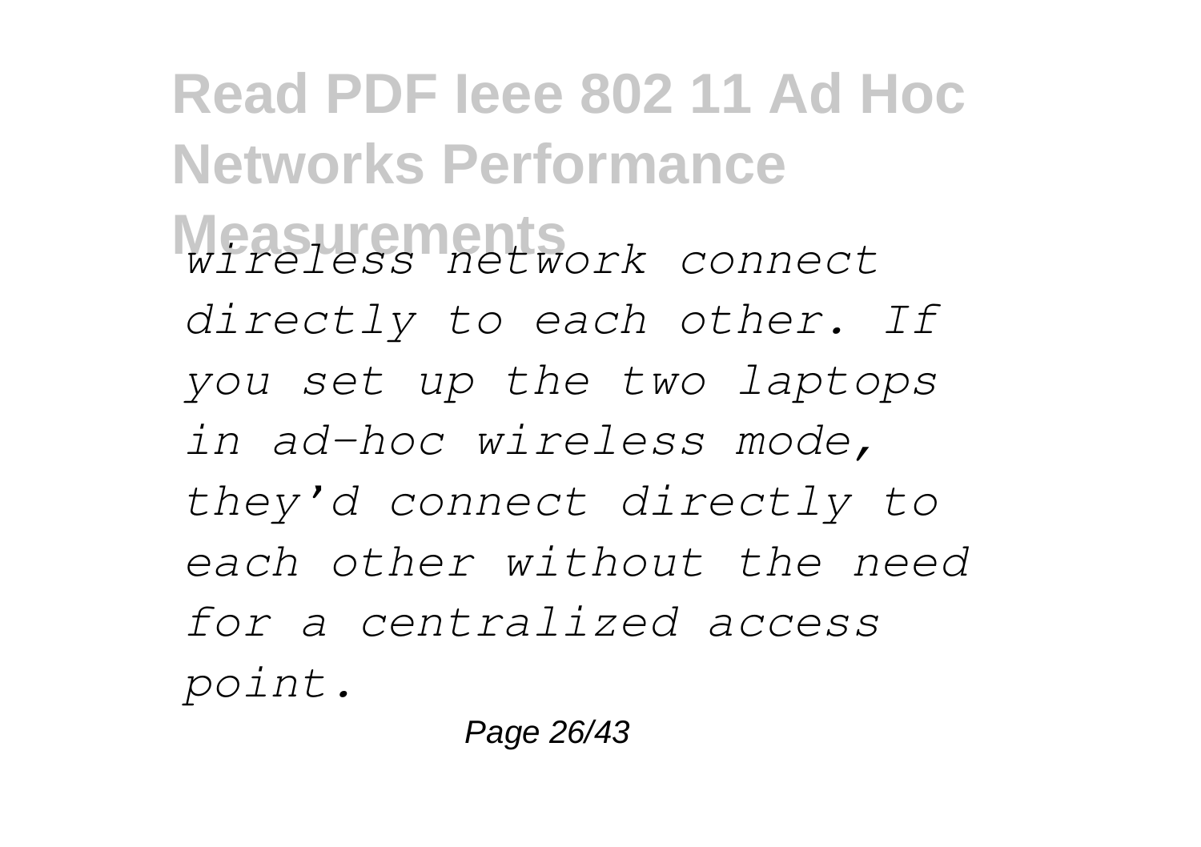*wireless network connect directly to each other. If you set up the two laptops in ad-hoc wireless mode, they'd connect directly to each other without the need for a centralized access point.*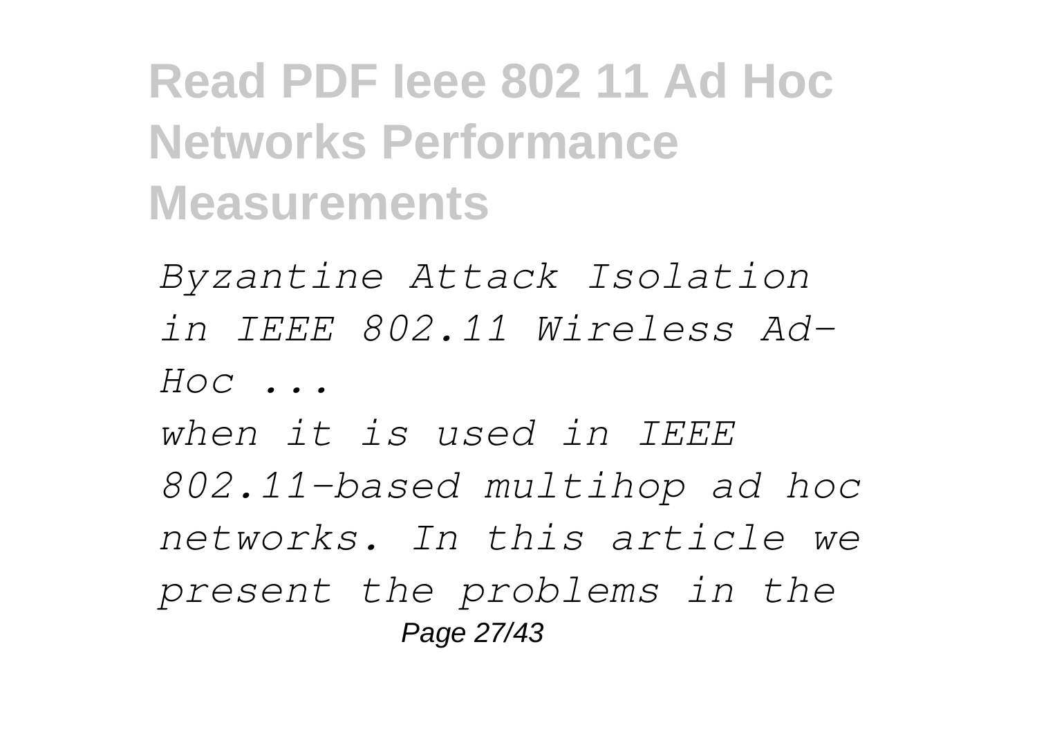*Byzantine Attack Isolation in IEEE 802.11 Wireless Ad-Hoc ...*

*when it is used in IEEE 802.11-based multihop ad hoc networks. In this article we present the problems in the*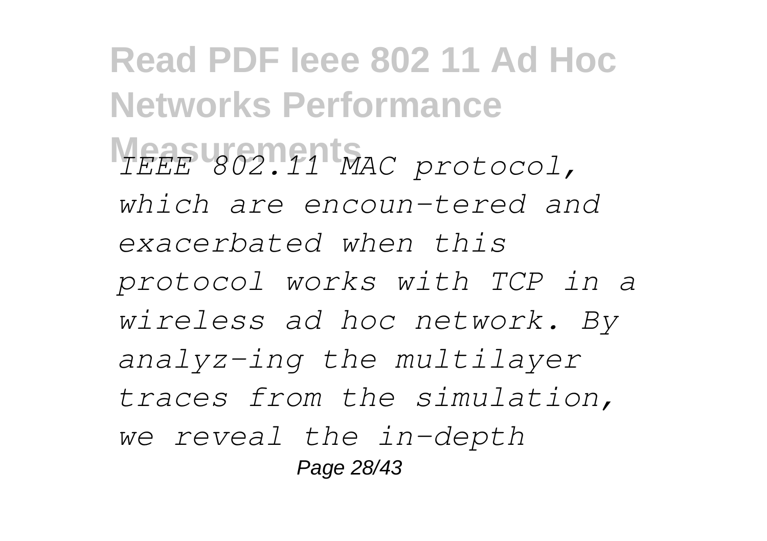*IEEE 802.11 MAC protocol, which are encoun-tered and exacerbated when this protocol works with TCP in a wireless ad hoc network. By analyz-ing the multilayer traces from the simulation, we reveal the in-depth*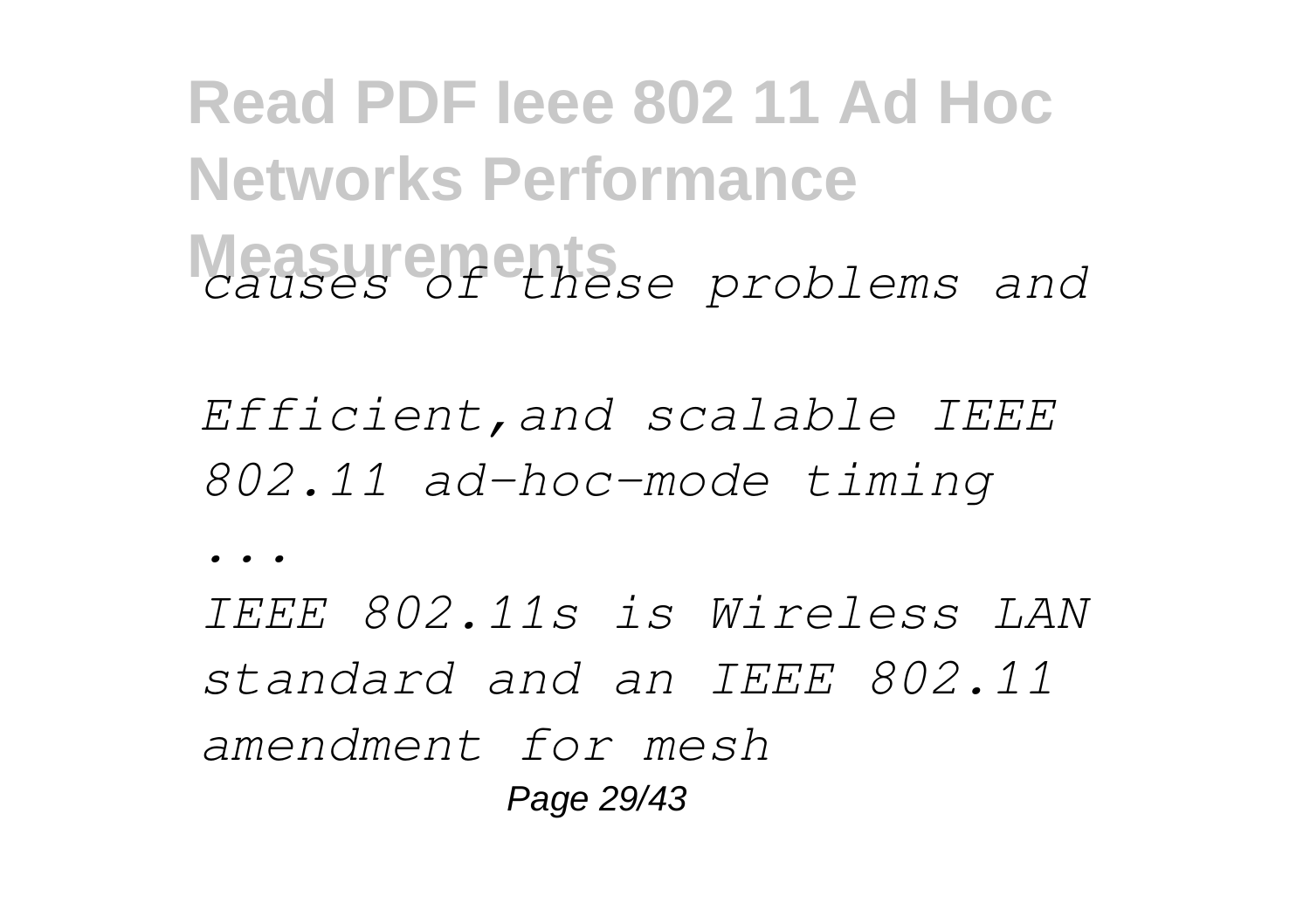*causes of these problems and*

*Efficient,and scalable IEEE 802.11 ad-hoc-mode timing*

*...*

*IEEE 802.11s is Wireless LAN standard and an IEEE 802.11 amendment for mesh*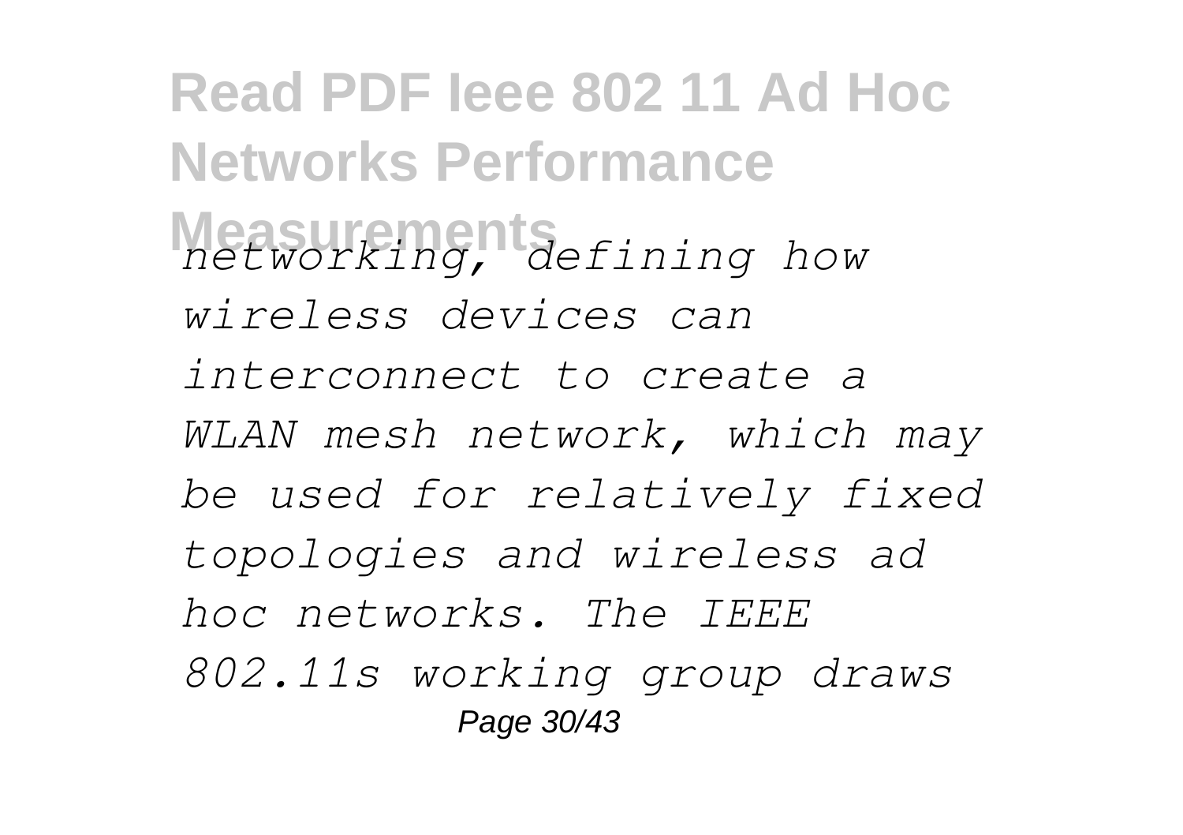*networking, defining how wireless devices can interconnect to create a WLAN mesh network, which may be used for relatively fixed topologies and wireless ad hoc networks. The IEEE 802.11s working group draws*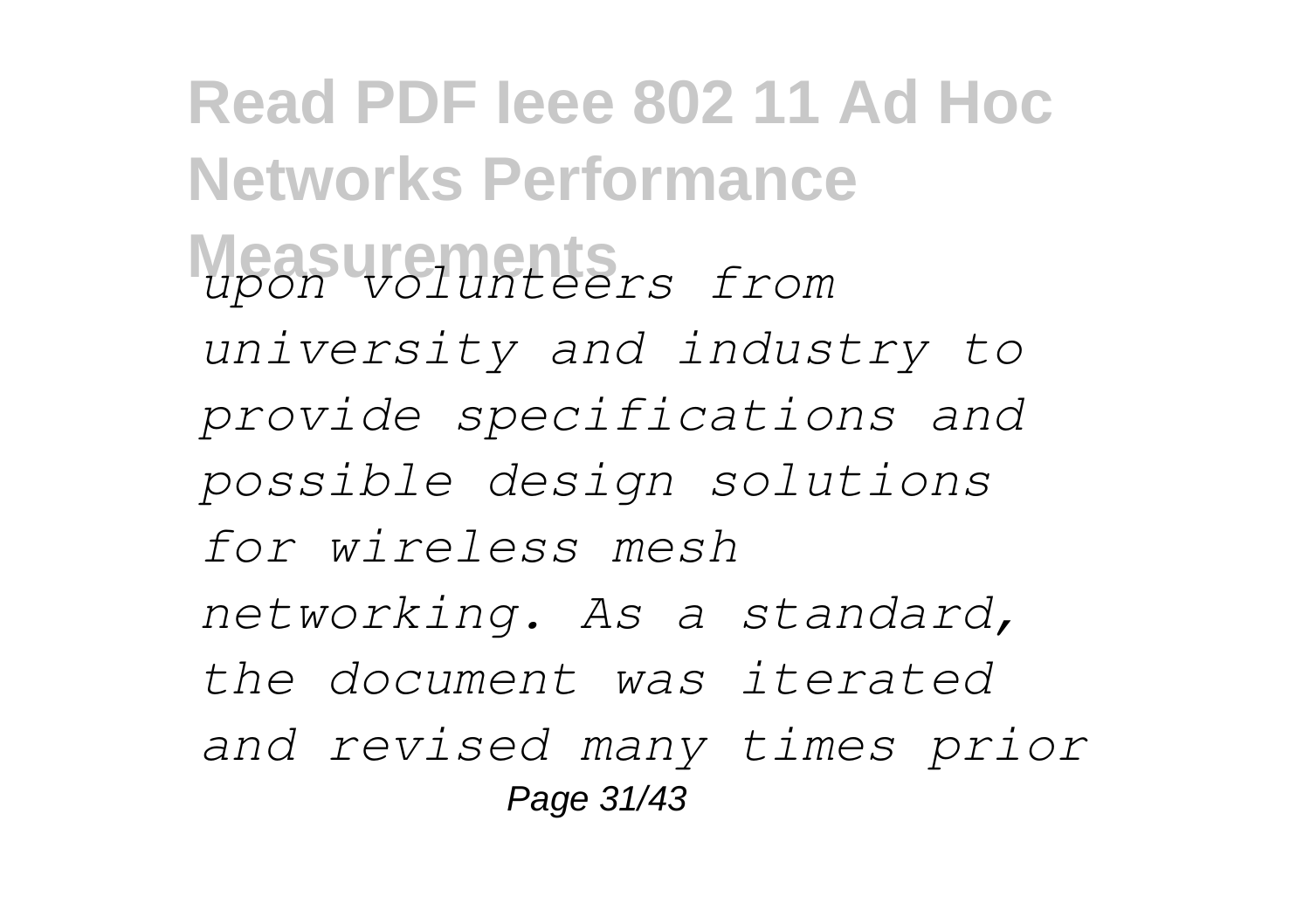*upon volunteers from university and industry to provide specifications and possible design solutions for wireless mesh networking. As a standard, the document was iterated and revised many times prior*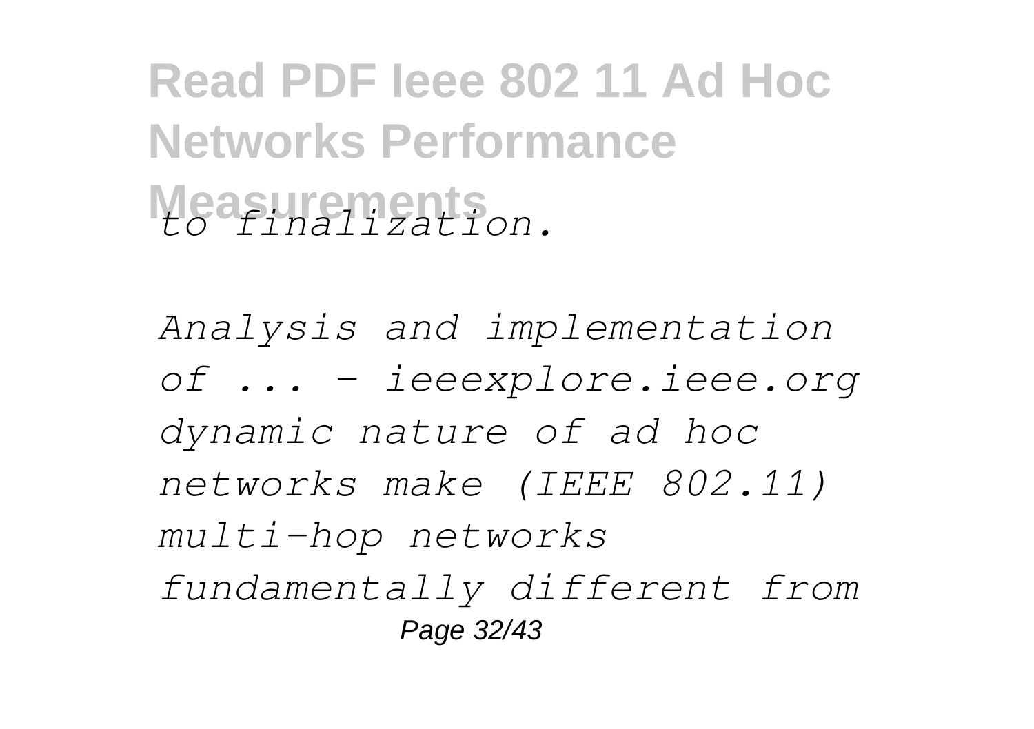*to finalization.*

*Analysis and implementation of ... - ieeexplore.ieee.org dynamic nature of ad hoc networks make (IEEE 802.11) multi-hop networks fundamentally different from*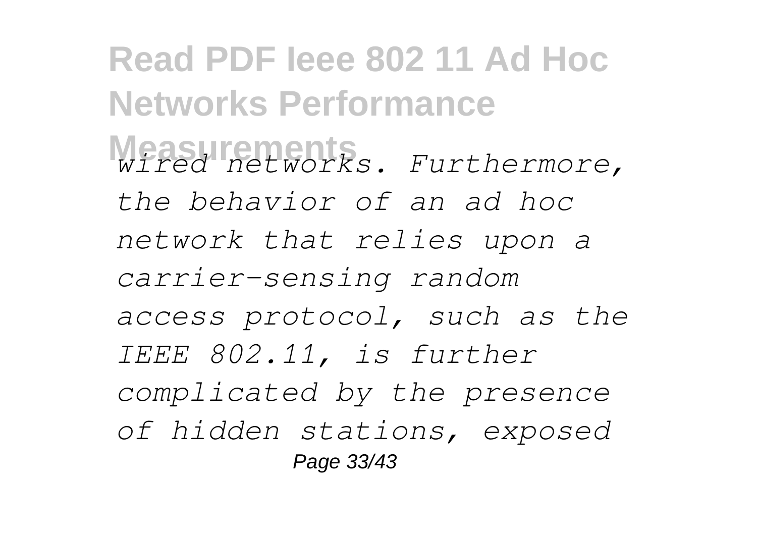*wired networks. Furthermore, the behavior of an ad hoc network that relies upon a carrier-sensing random access protocol, such as the IEEE 802.11, is further complicated by the presence of hidden stations, exposed*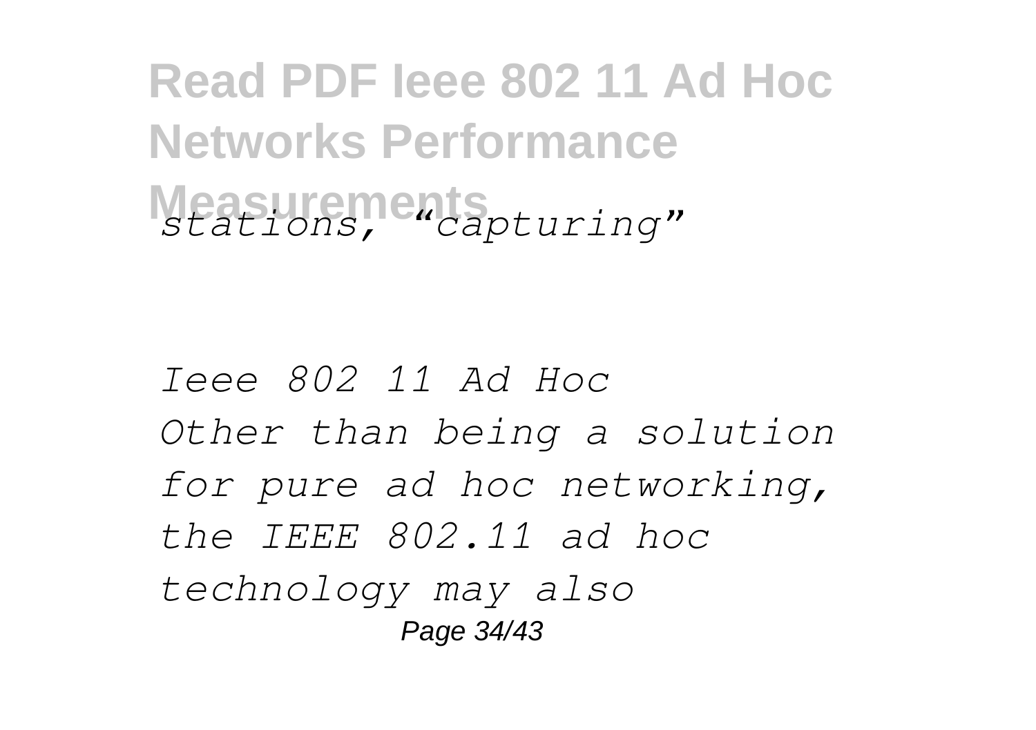*stations, "capturing"*

*Ieee 802 11 Ad Hoc*

*Other than being a solution for pure ad hoc networking, the IEEE 802.11 ad hoc technology may also*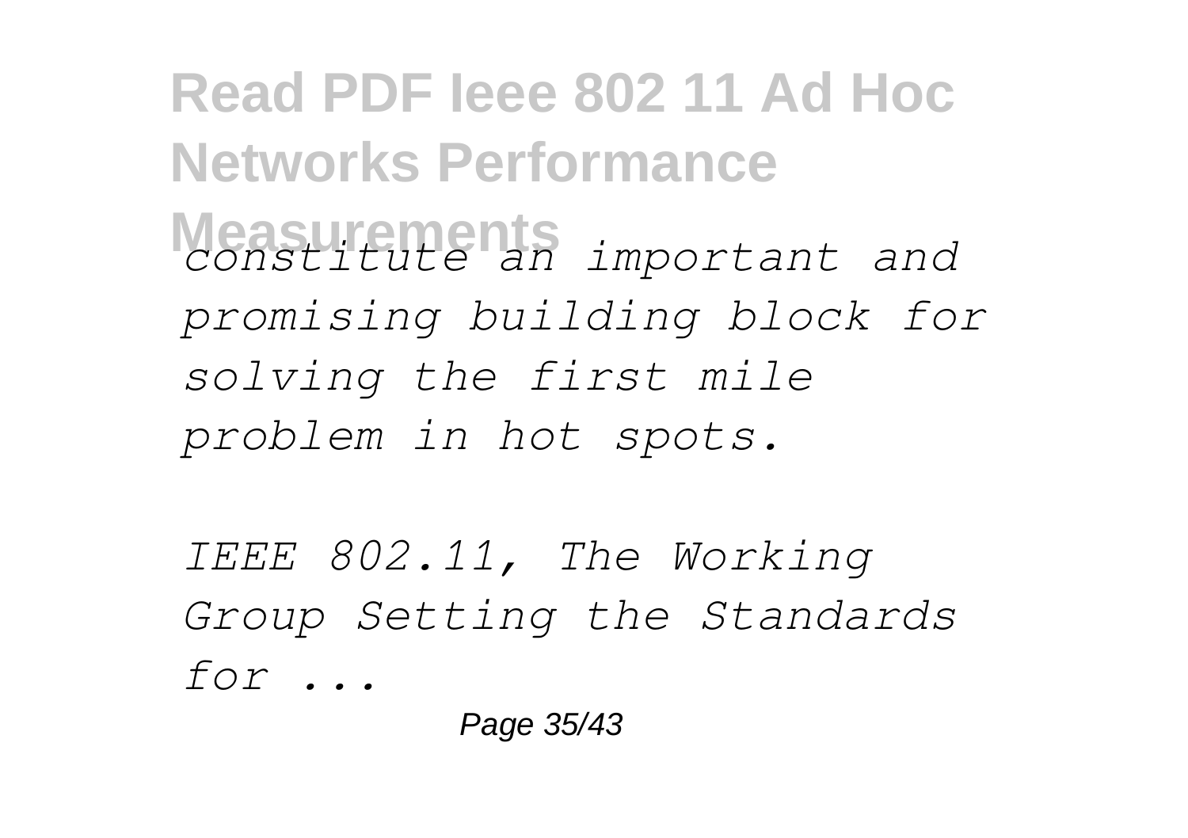*constitute an important and promising building block for solving the first mile problem in hot spots.*

*IEEE 802.11, The Working Group Setting the Standards for ...*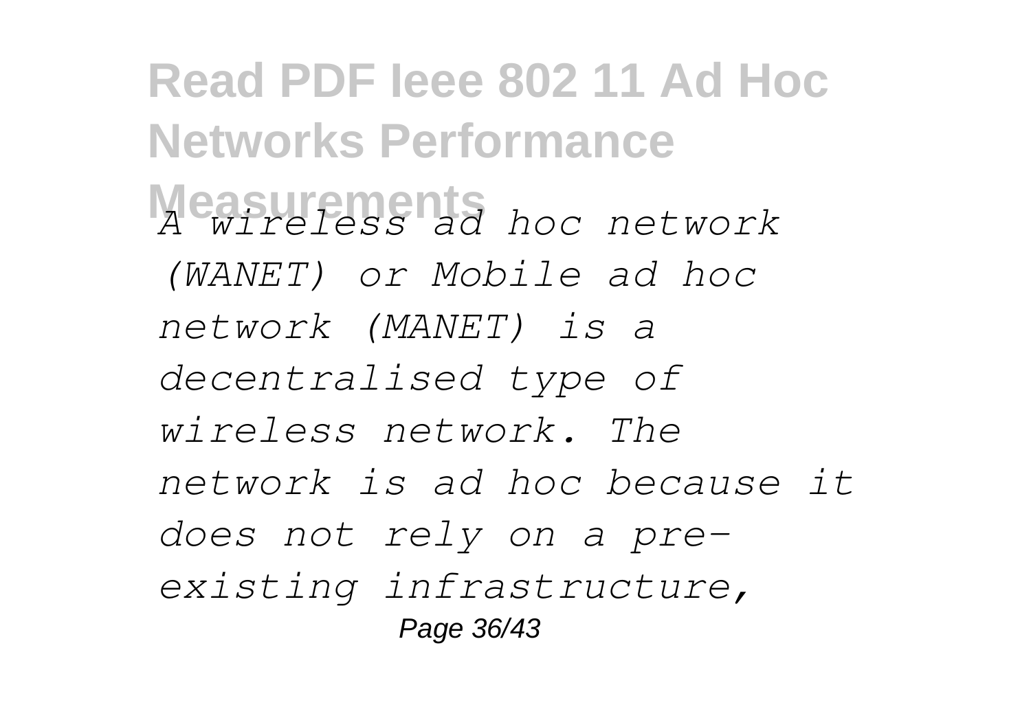*A wireless ad hoc network (WANET) or Mobile ad hoc network (MANET) is a decentralised type of wireless network. The network is ad hoc because it does not rely on a pre-existing infrastructure,*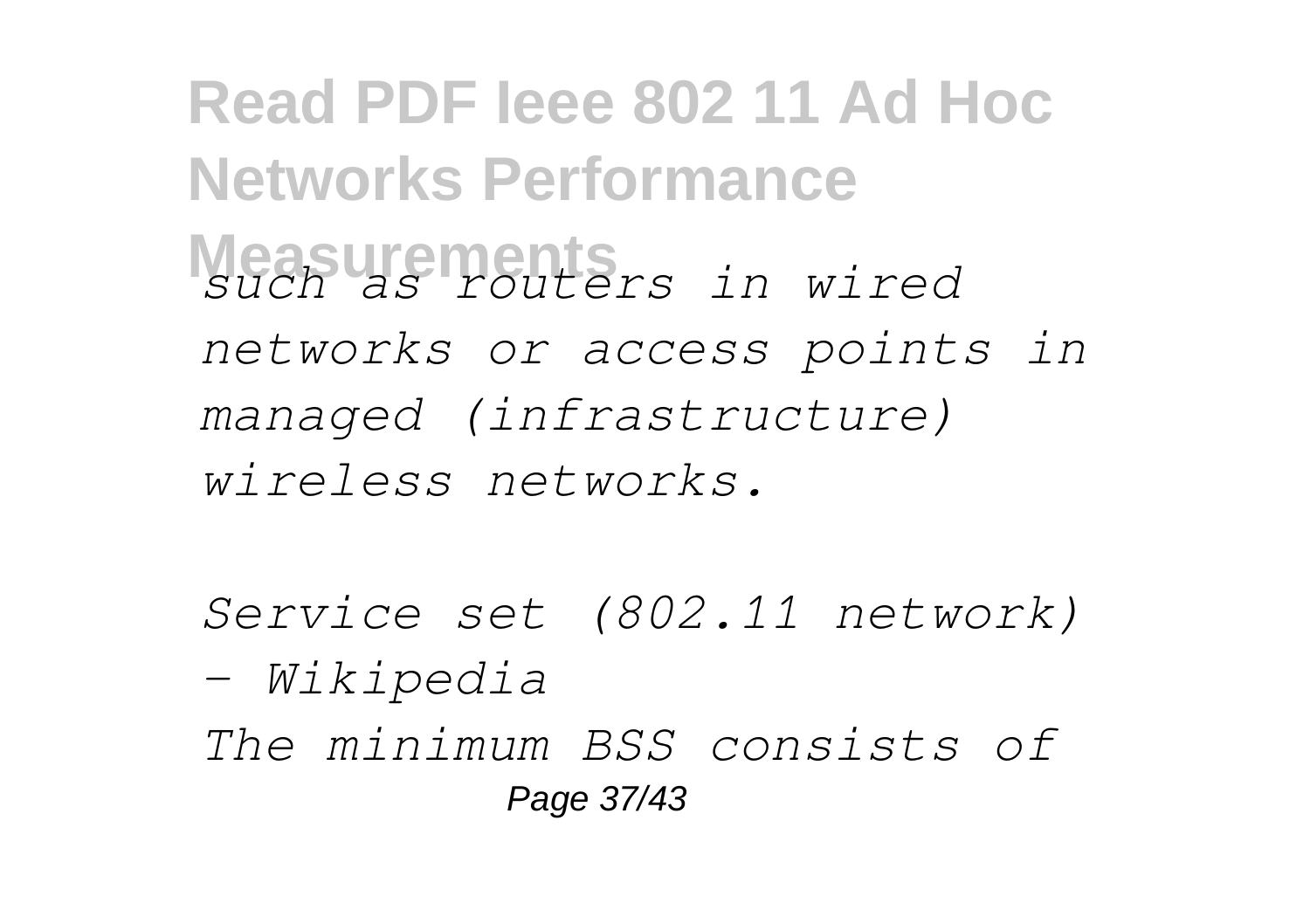*such as routers in wired networks or access points in managed (infrastructure) wireless networks.*

*Service set (802.11 network) - Wikipedia*

*The minimum BSS consists of*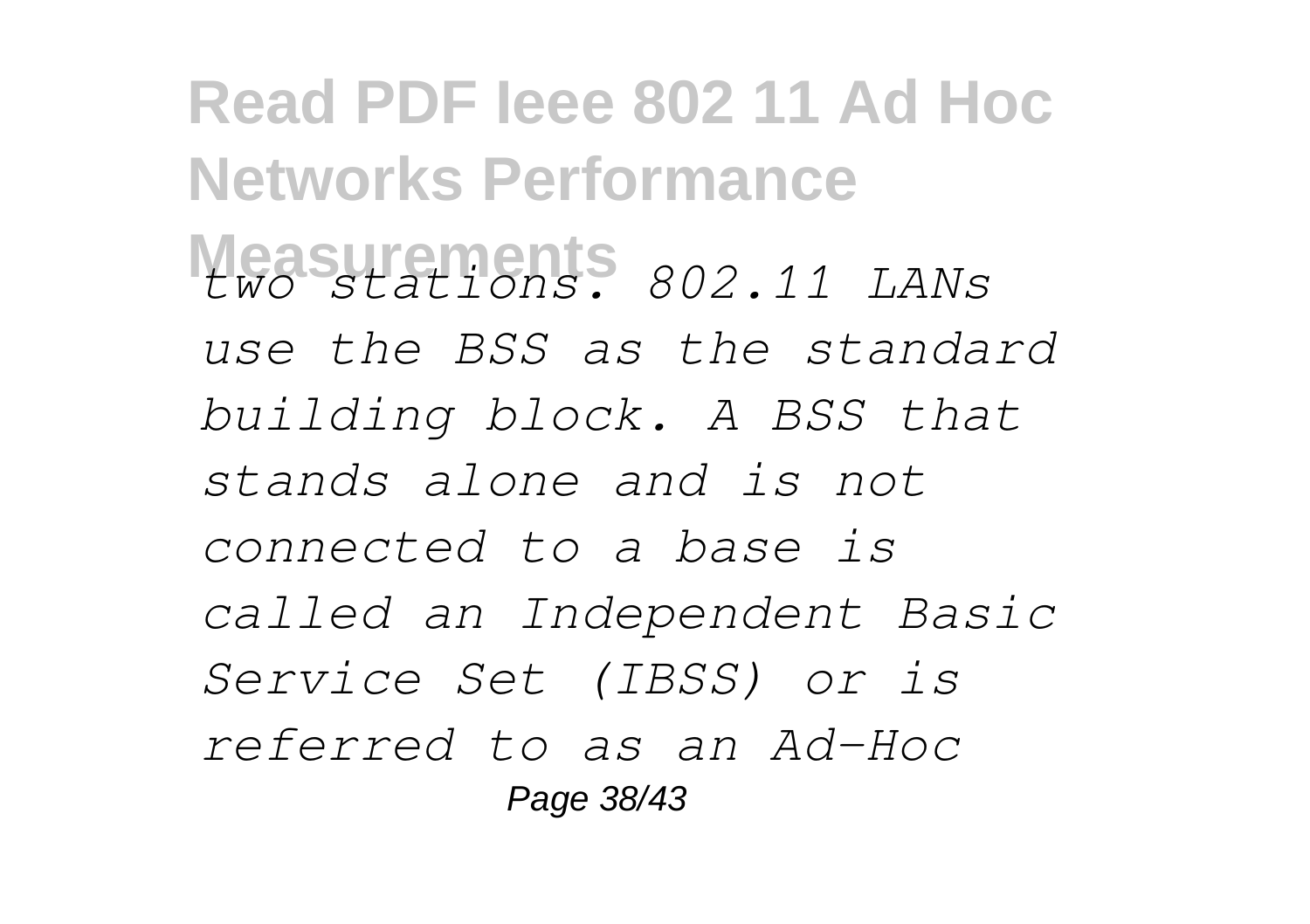*two stations. 802.11 LANs use the BSS as the standard building block. A BSS that stands alone and is not connected to a base is called an Independent Basic Service Set (IBSS) or is referred to as an Ad-Hoc*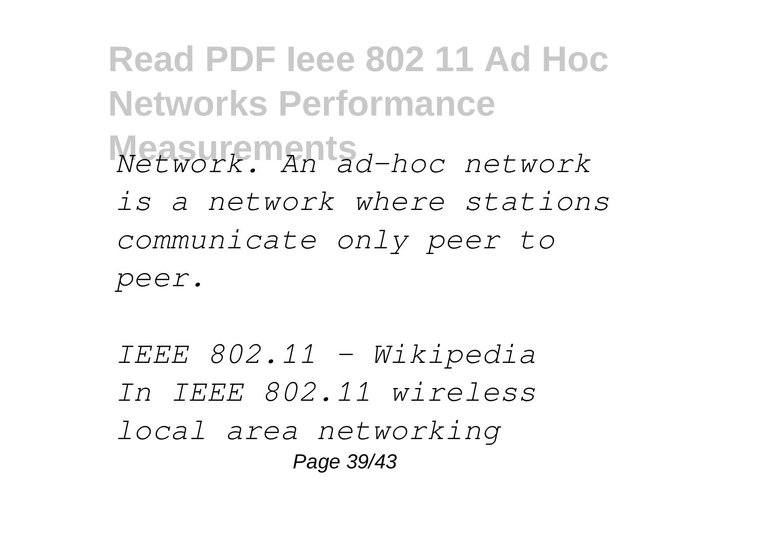*Network. An ad-hoc network is a network where stations communicate only peer to peer.*

*IEEE 802.11 - Wikipedia*

*In IEEE 802.11 wireless local area networking*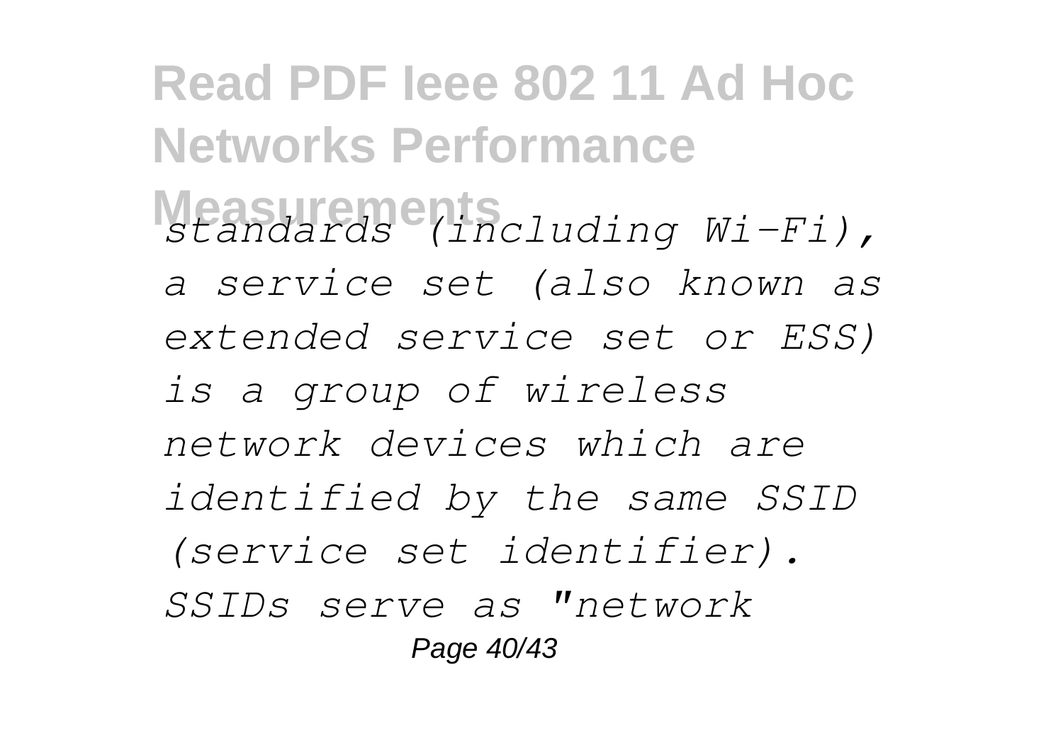*standards (including Wi-Fi), a service set (also known as extended service set or ESS) is a group of wireless network devices which are identified by the same SSID (service set identifier). SSIDs serve as "network*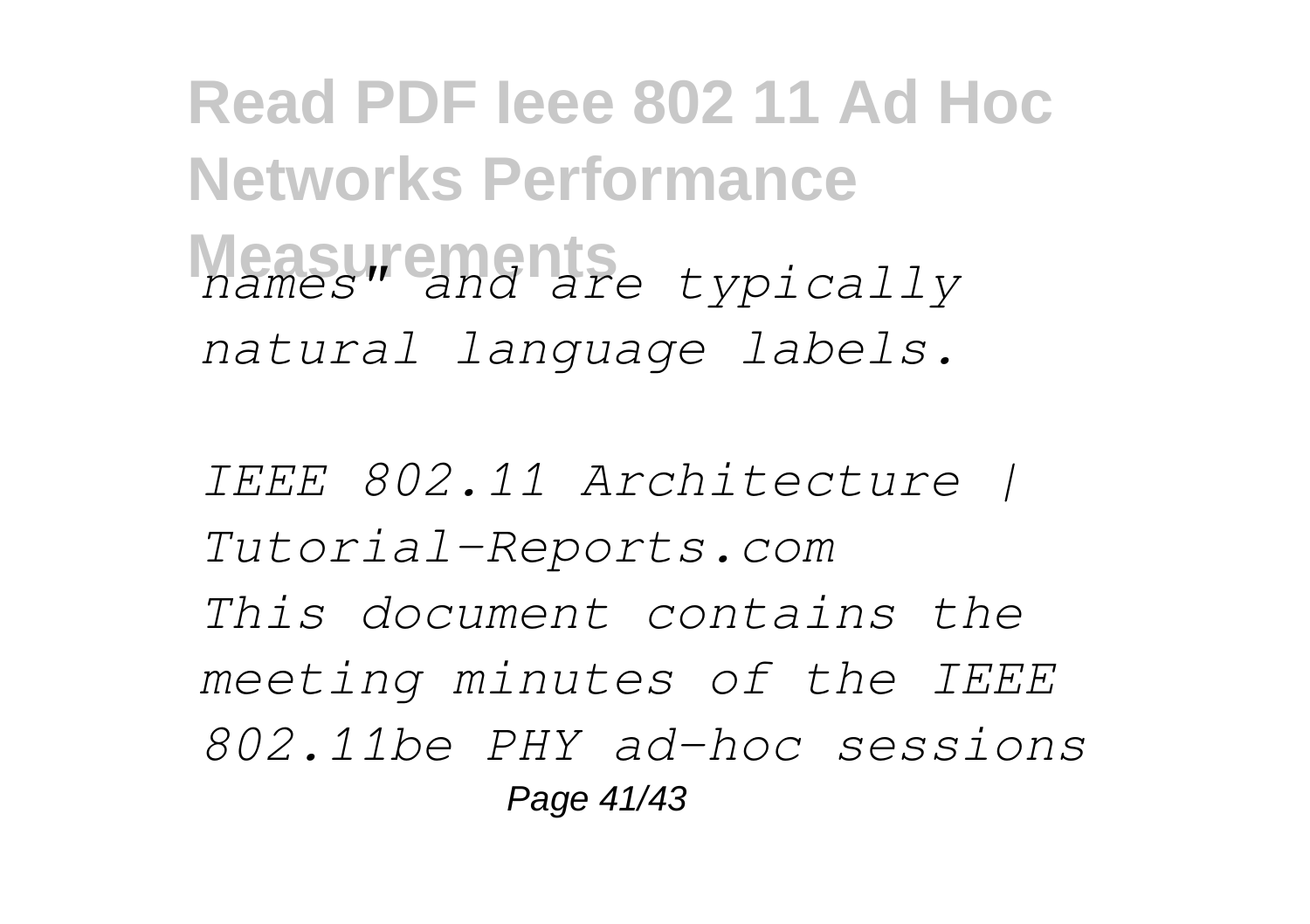*names" and are typically natural language labels.*

*IEEE 802.11 Architecture | Tutorial-Reports.com*

*This document contains the meeting minutes of the IEEE 802.11be PHY ad-hoc sessions*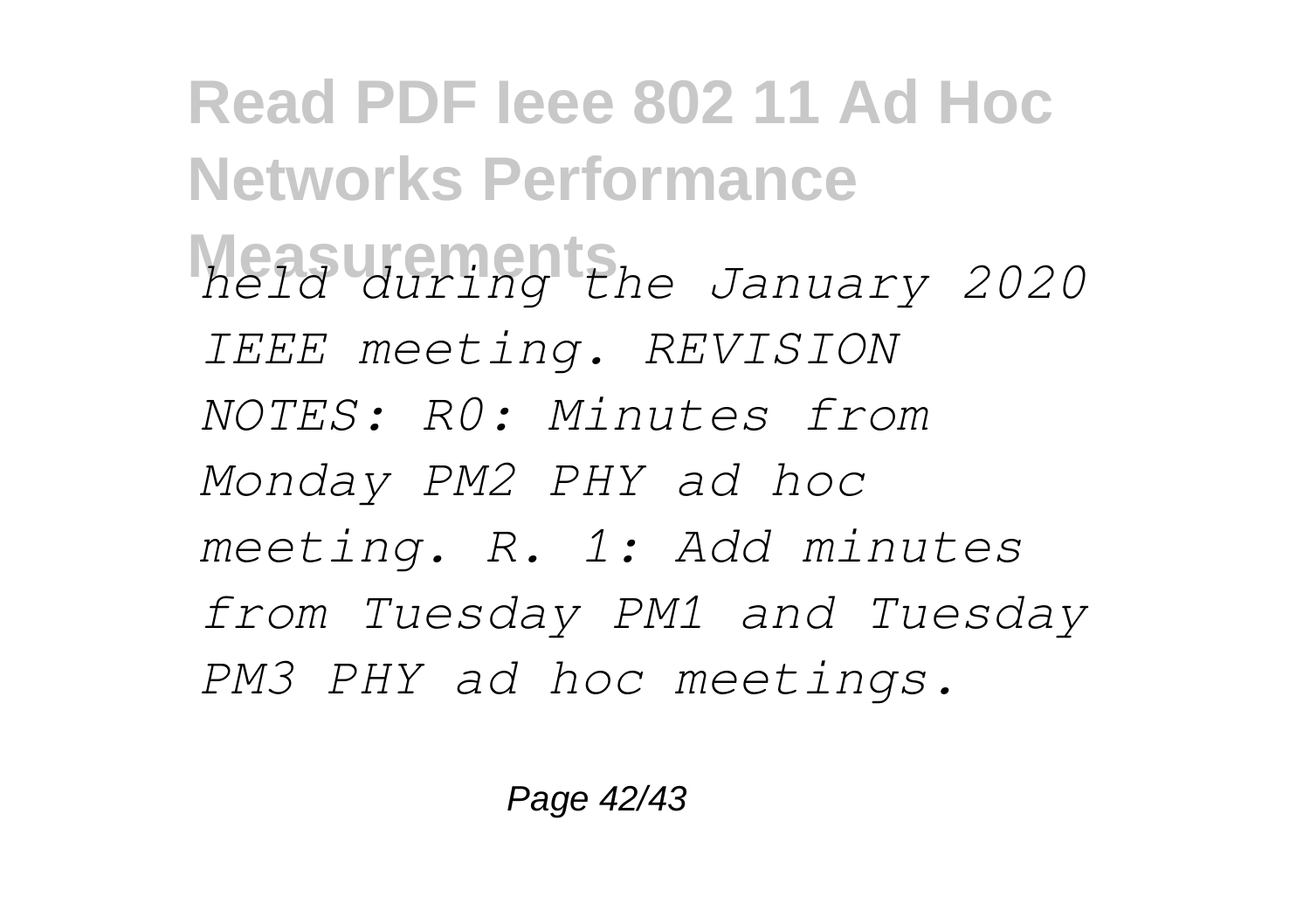*held during the January 2020 IEEE meeting. REVISION NOTES: R0: Minutes from Monday PM2 PHY ad hoc meeting. R. 1: Add minutes from Tuesday PM1 and Tuesday PM3 PHY ad hoc meetings.*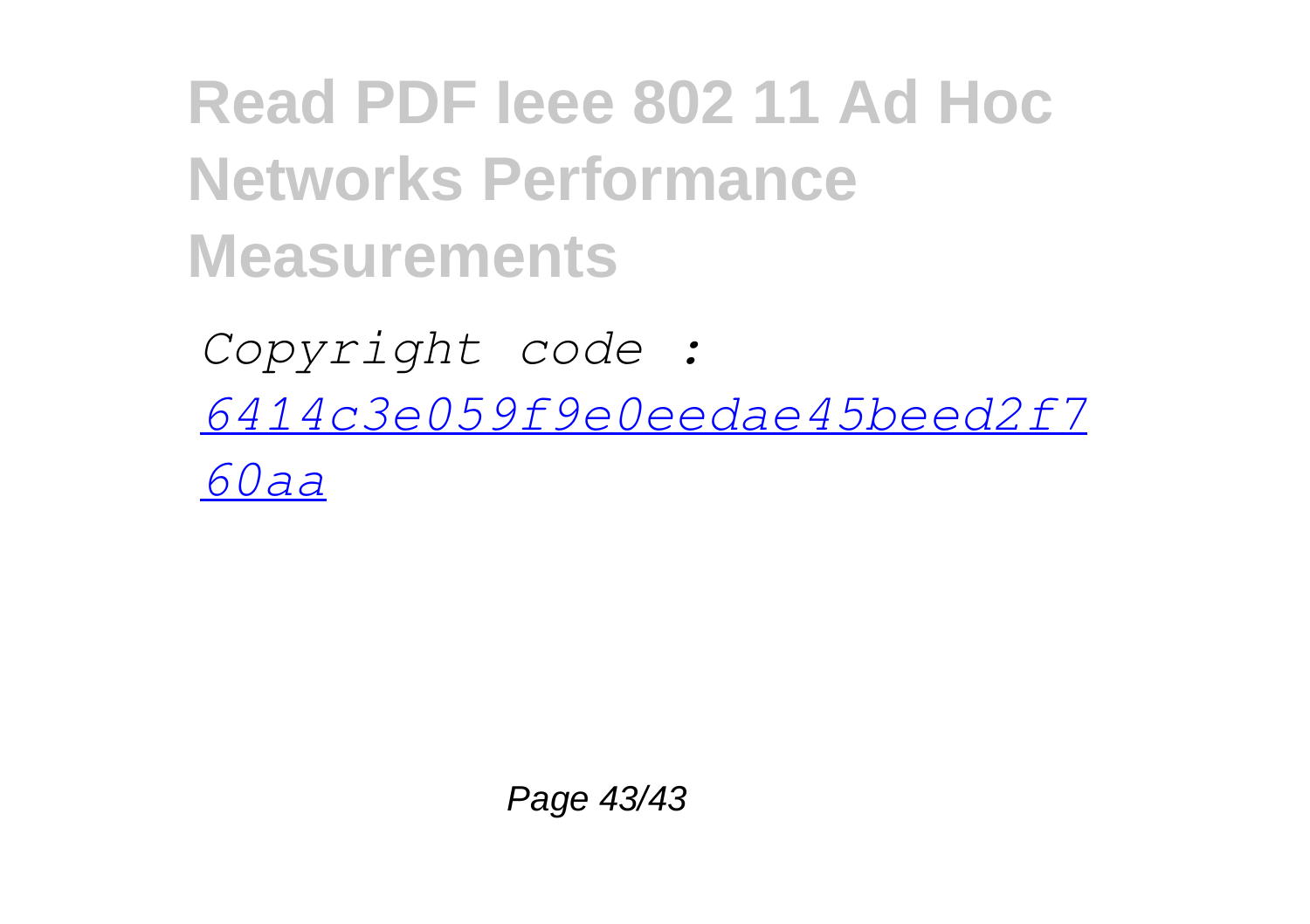*Copyright code : [6414c3e059f9e0eedae45beed2f760aa](6414c3e059f9e0eedae45beed2f760aa)*